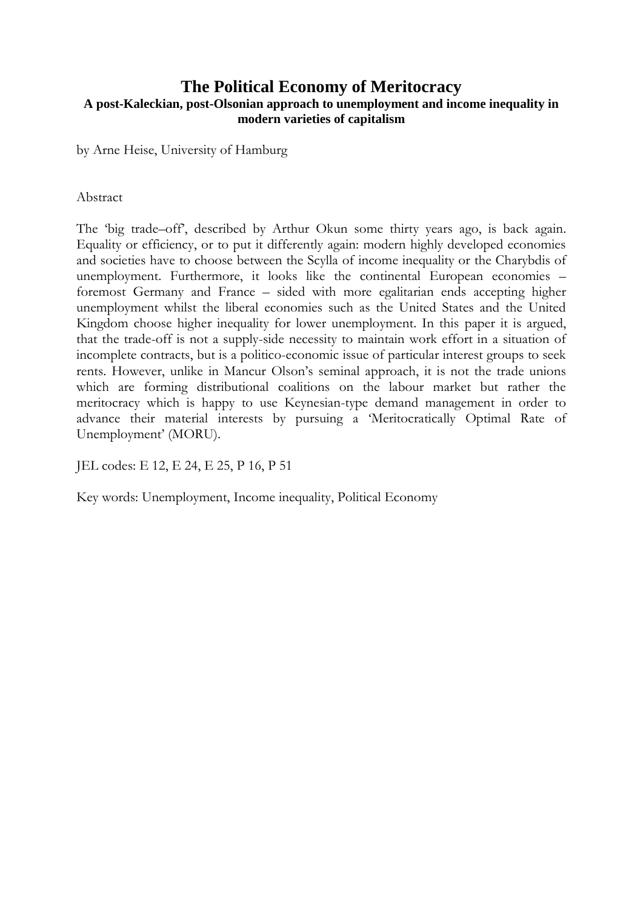# The Political Economy of Meritocracy

**A post-Kaleckian, post-Olsonian approach to unemployment and income inequality in modern varieties of capitalism**

by Arne Heise, University of Hamburg

Abstract

The 'big trade–off', described by Arthur Okun some thirty years ago, is back again. Equality or efficiency, or to put it differently again: modern highly developed economies and societies have to choose between the Scylla of income inequality or the Charybdis of unemployment. Furthermore, it looks like the continental European economies – foremost Germany and France – sided with more egalitarian ends accepting higher unemployment whilst the liberal economies such as the United States and the United Kingdom choose higher inequality for lower unemployment. In this paper it is argued, that the trade-off is not a supply-side necessity to maintain work effort in a situation of incomplete contracts, but is a politico-economic issue of particular interest groups to seek rents. However, unlike in Mancur Olson's seminal approach, it is not the trade unions which are forming distributional coalitions on the labour market but rather the meritocracy which is happy to use Keynesian-type demand management in order to advance their material interests by pursuing a 'Meritocratically Optimal Rate of Unemployment' (MORU).

JEL codes: E 12, E 24, E 25, P 16, P 51

Key words: Unemployment, Income inequality, Political Economy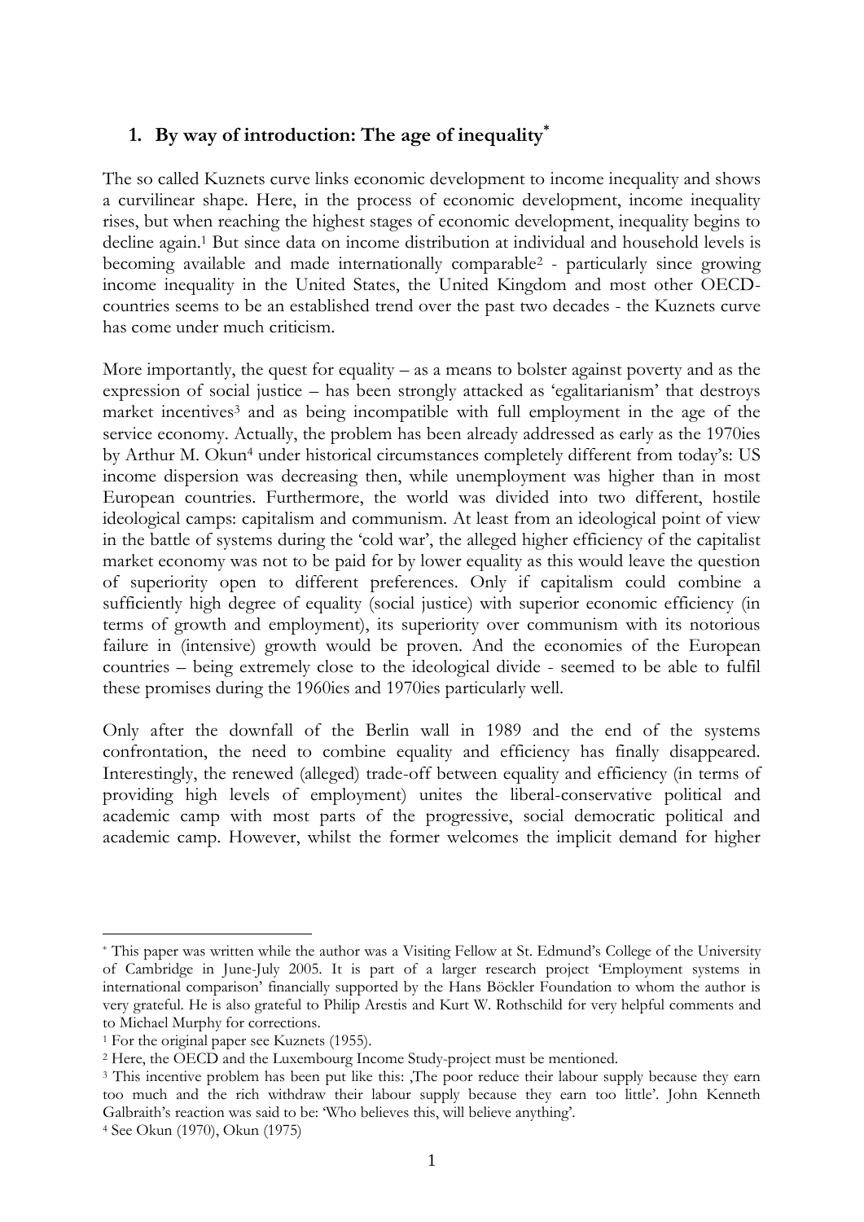## 1. By way of introduction: The age of inequality[*]

The so called Kuznets curve links economic development to income inequality and shows a curvilinear shape. Here, in the process of economic development, income inequality rises, but when reaching the highest stages of economic development, inequality begins to decline again.[1] But since data on income distribution at individual and household levels is becoming available and made internationally comparable[2] - particularly since growing income inequality in the United States, the United Kingdom and most other OECD-countries seems to be an established trend over the past two decades - the Kuznets curve has come under much criticism.

More importantly, the quest for equality – as a means to bolster against poverty and as the expression of social justice – has been strongly attacked as 'egalitarianism' that destroys market incentives[3] and as being incompatible with full employment in the age of the service economy. Actually, the problem has been already addressed as early as the 1970ies by Arthur M. Okun[4] under historical circumstances completely different from today's: US income dispersion was decreasing then, while unemployment was higher than in most European countries. Furthermore, the world was divided into two different, hostile ideological camps: capitalism and communism. At least from an ideological point of view in the battle of systems during the 'cold war', the alleged higher efficiency of the capitalist market economy was not to be paid for by lower equality as this would leave the question of superiority open to different preferences. Only if capitalism could combine a sufficiently high degree of equality (social justice) with superior economic efficiency (in terms of growth and employment), its superiority over communism with its notorious failure in (intensive) growth would be proven. And the economies of the European countries – being extremely close to the ideological divide - seemed to be able to fulfil these promises during the 1960ies and 1970ies particularly well.

Only after the downfall of the Berlin wall in 1989 and the end of the systems confrontation, the need to combine equality and efficiency has finally disappeared. Interestingly, the renewed (alleged) trade-off between equality and efficiency (in terms of providing high levels of employment) unites the liberal-conservative political and academic camp with most parts of the progressive, social democratic political and academic camp. However, whilst the former welcomes the implicit demand for higher

---

[*] This paper was written while the author was a Visiting Fellow at St. Edmund's College of the University of Cambridge in June-July 2005. It is part of a larger research project 'Employment systems in international comparison' financially supported by the Hans Böckler Foundation to whom the author is very grateful. He is also grateful to Philip Arestis and Kurt W. Rothschild for very helpful comments and to Michael Murphy for corrections.

[1] For the original paper see Kuznets (1955).

[2] Here, the OECD and the Luxembourg Income Study-project must be mentioned.

[3] This incentive problem has been put like this: ,The poor reduce their labour supply because they earn too much and the rich withdraw their labour supply because they earn too little'. John Kenneth Galbraith's reaction was said to be: 'Who believes this, will believe anything'.

[4] See Okun (1970), Okun (1975)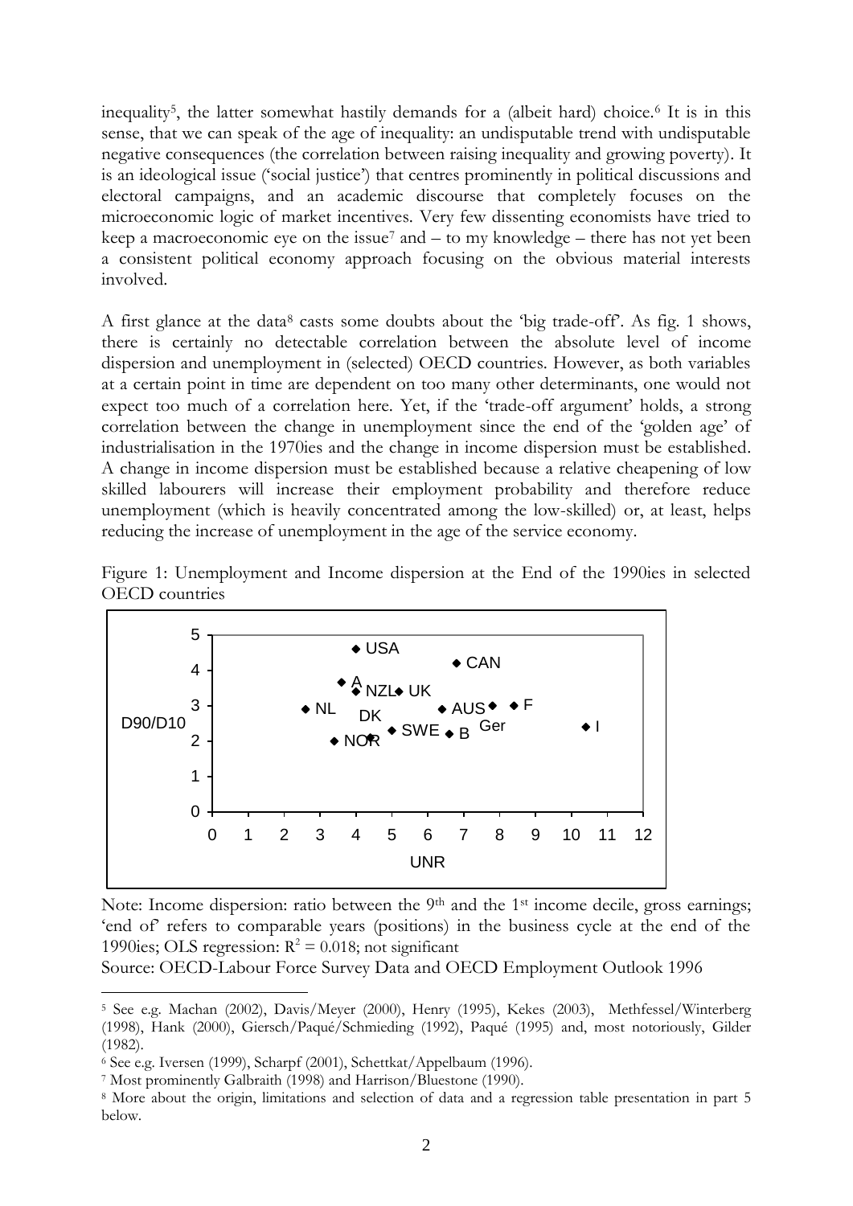inequality[5], the latter somewhat hastily demands for a (albeit hard) choice.[6] It is in this sense, that we can speak of the age of inequality: an undisputable trend with undisputable negative consequences (the correlation between raising inequality and growing poverty). It is an ideological issue ('social justice') that centres prominently in political discussions and electoral campaigns, and an academic discourse that completely focuses on the microeconomic logic of market incentives. Very few dissenting economists have tried to keep a macroeconomic eye on the issue[7] and – to my knowledge – there has not yet been a consistent political economy approach focusing on the obvious material interests involved.

A first glance at the data[8] casts some doubts about the 'big trade-off'. As fig. 1 shows, there is certainly no detectable correlation between the absolute level of income dispersion and unemployment in (selected) OECD countries. However, as both variables at a certain point in time are dependent on too many other determinants, one would not expect too much of a correlation here. Yet, if the 'trade-off argument' holds, a strong correlation between the change in unemployment since the end of the 'golden age' of industrialisation in the 1970ies and the change in income dispersion must be established. A change in income dispersion must be established because a relative cheapening of low skilled labourers will increase their employment probability and therefore reduce unemployment (which is heavily concentrated among the low-skilled) or, at least, helps reducing the increase of unemployment in the age of the service economy.

Figure 1: Unemployment and Income dispersion at the End of the 1990ies in selected OECD countries

Note: Income dispersion: ratio between the 9th and the 1st income decile, gross earnings; 'end of' refers to comparable years (positions) in the business cycle at the end of the 1990ies; OLS regression: $R^2 = 0.018$; not significant

Source: OECD-Labour Force Survey Data and OECD Employment Outlook 1996

---

[5] See e.g. Machan (2002), Davis/Meyer (2000), Henry (1995), Kekes (2003), Methfessel/Winterberg (1998), Hank (2000), Giersch/Paqué/Schmieding (1992), Paqué (1995) and, most notoriously, Gilder (1982).

[6] See e.g. Iversen (1999), Scharpf (2001), Schettkat/Appelbaum (1996).

[7] Most prominently Galbraith (1998) and Harrison/Bluestone (1990).

[8] More about the origin, limitations and selection of data and a regression table presentation in part 5 below.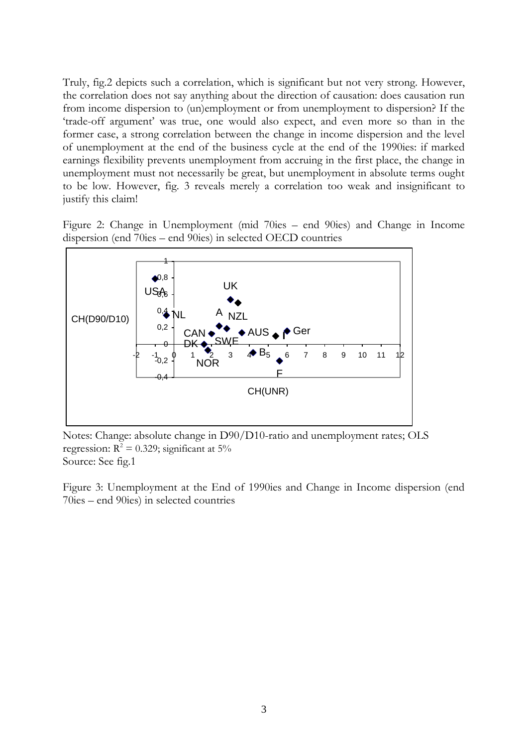Truly, fig.2 depicts such a correlation, which is significant but not very strong. However, the correlation does not say anything about the direction of causation: does causation run from income dispersion to (un)employment or from unemployment to dispersion? If the 'trade-off argument' was true, one would also expect, and even more so than in the former case, a strong correlation between the change in income dispersion and the level of unemployment at the end of the business cycle at the end of the 1990ies: if marked earnings flexibility prevents unemployment from accruing in the first place, the change in unemployment must not necessarily be great, but unemployment in absolute terms ought to be low. However, fig. 3 reveals merely a correlation too weak and insignificant to justify this claim!

Figure 2: Change in Unemployment (mid 70ies – end 90ies) and Change in Income dispersion (end 70ies – end 90ies) in selected OECD countries

Notes: Change: absolute change in D90/D10-ratio and unemployment rates; OLS regression: $R^2 = 0.329$; significant at 5%
Source: See fig.1

Figure 3: Unemployment at the End of 1990ies and Change in Income dispersion (end 70ies – end 90ies) in selected countries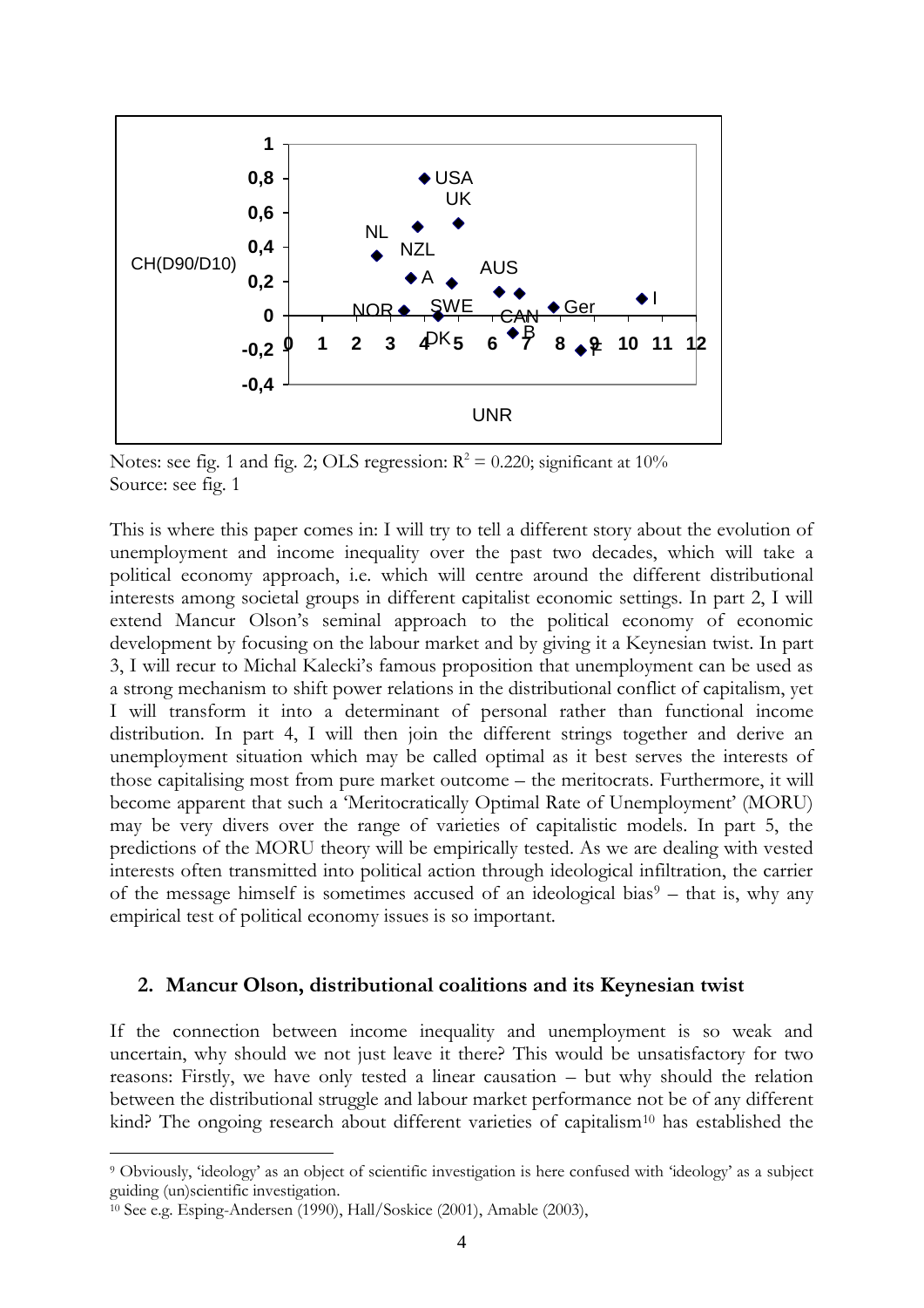Notes: see fig. 1 and fig. 2; OLS regression: $R^2$ = 0.220; significant at 10%
Source: see fig. 1

This is where this paper comes in: I will try to tell a different story about the evolution of unemployment and income inequality over the past two decades, which will take a political economy approach, i.e. which will centre around the different distributional interests among societal groups in different capitalist economic settings. In part 2, I will extend Mancur Olson's seminal approach to the political economy of economic development by focusing on the labour market and by giving it a Keynesian twist. In part 3, I will recur to Michal Kalecki's famous proposition that unemployment can be used as a strong mechanism to shift power relations in the distributional conflict of capitalism, yet I will transform it into a determinant of personal rather than functional income distribution. In part 4, I will then join the different strings together and derive an unemployment situation which may be called optimal as it best serves the interests of those capitalising most from pure market outcome – the meritocrats. Furthermore, it will become apparent that such a 'Meritocratically Optimal Rate of Unemployment' (MORU) may be very divers over the range of varieties of capitalistic models. In part 5, the predictions of the MORU theory will be empirically tested. As we are dealing with vested interests often transmitted into political action through ideological infiltration, the carrier of the message himself is sometimes accused of an ideological bias[9] – that is, why any empirical test of political economy issues is so important.

## 2. Mancur Olson, distributional coalitions and its Keynesian twist

If the connection between income inequality and unemployment is so weak and uncertain, why should we not just leave it there? This would be unsatisfactory for two reasons: Firstly, we have only tested a linear causation – but why should the relation between the distributional struggle and labour market performance not be of any different kind? The ongoing research about different varieties of capitalism[10] has established the

[9] Obviously, 'ideology' as an object of scientific investigation is here confused with 'ideology' as a subject guiding (un)scientific investigation.

[10] See e.g. Esping-Andersen (1990), Hall/Soskice (2001), Amable (2003),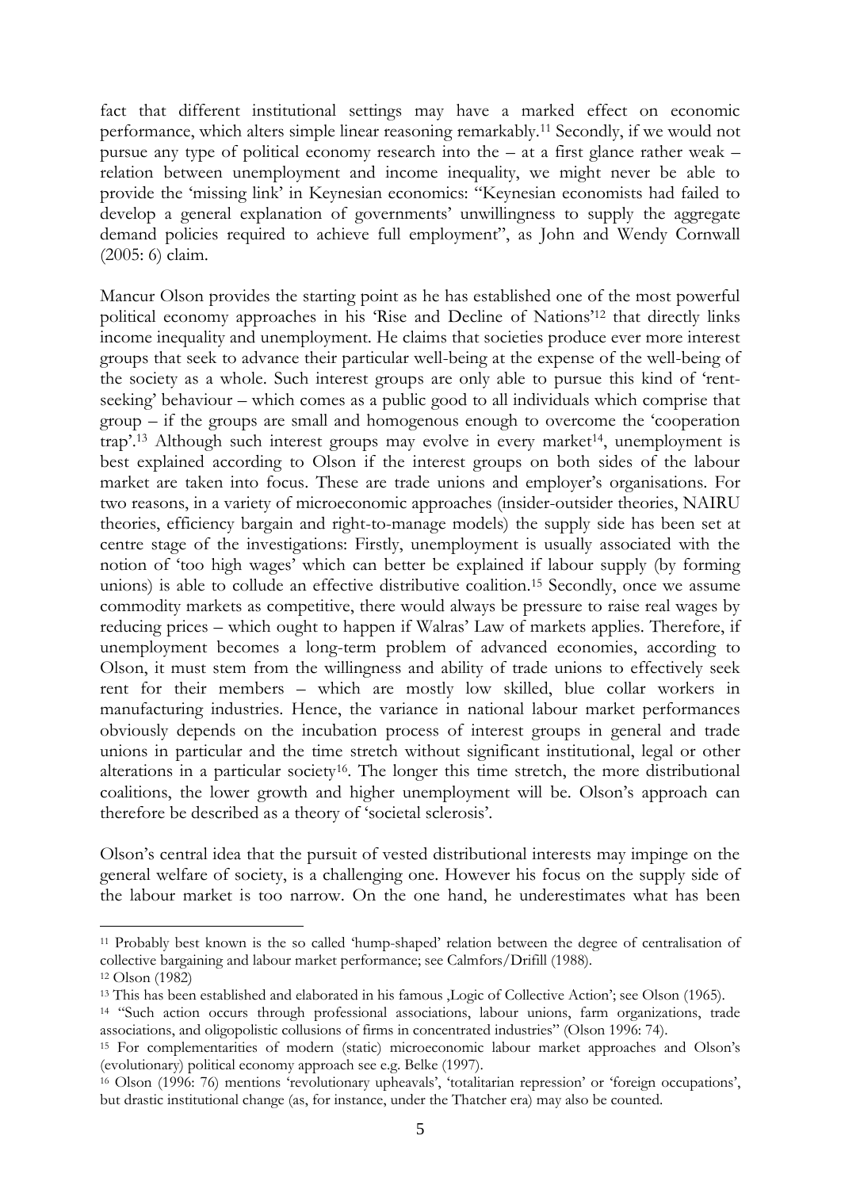fact that different institutional settings may have a marked effect on economic performance, which alters simple linear reasoning remarkably.[11] Secondly, if we would not pursue any type of political economy research into the – at a first glance rather weak – relation between unemployment and income inequality, we might never be able to provide the 'missing link' in Keynesian economics: "Keynesian economists had failed to develop a general explanation of governments' unwillingness to supply the aggregate demand policies required to achieve full employment", as John and Wendy Cornwall (2005: 6) claim.

Mancur Olson provides the starting point as he has established one of the most powerful political economy approaches in his 'Rise and Decline of Nations'[12] that directly links income inequality and unemployment. He claims that societies produce ever more interest groups that seek to advance their particular well-being at the expense of the well-being of the society as a whole. Such interest groups are only able to pursue this kind of 'rent-seeking' behaviour – which comes as a public good to all individuals which comprise that group – if the groups are small and homogenous enough to overcome the 'cooperation trap'.[13] Although such interest groups may evolve in every market[14], unemployment is best explained according to Olson if the interest groups on both sides of the labour market are taken into focus. These are trade unions and employer's organisations. For two reasons, in a variety of microeconomic approaches (insider-outsider theories, NAIRU theories, efficiency bargain and right-to-manage models) the supply side has been set at centre stage of the investigations: Firstly, unemployment is usually associated with the notion of 'too high wages' which can better be explained if labour supply (by forming unions) is able to collude an effective distributive coalition.[15] Secondly, once we assume commodity markets as competitive, there would always be pressure to raise real wages by reducing prices – which ought to happen if Walras' Law of markets applies. Therefore, if unemployment becomes a long-term problem of advanced economies, according to Olson, it must stem from the willingness and ability of trade unions to effectively seek rent for their members – which are mostly low skilled, blue collar workers in manufacturing industries. Hence, the variance in national labour market performances obviously depends on the incubation process of interest groups in general and trade unions in particular and the time stretch without significant institutional, legal or other alterations in a particular society[16]. The longer this time stretch, the more distributional coalitions, the lower growth and higher unemployment will be. Olson's approach can therefore be described as a theory of 'societal sclerosis'.

Olson's central idea that the pursuit of vested distributional interests may impinge on the general welfare of society, is a challenging one. However his focus on the supply side of the labour market is too narrow. On the one hand, he underestimates what has been

---

[11] Probably best known is the so called 'hump-shaped' relation between the degree of centralisation of collective bargaining and labour market performance; see Calmfors/Drifill (1988).

[12] Olson (1982)

[13] This has been established and elaborated in his famous ‚Logic of Collective Action'; see Olson (1965).

[14] "Such action occurs through professional associations, labour unions, farm organizations, trade associations, and oligopolistic collusions of firms in concentrated industries" (Olson 1996: 74).

[15] For complementarities of modern (static) microeconomic labour market approaches and Olson's (evolutionary) political economy approach see e.g. Belke (1997).

[16] Olson (1996: 76) mentions 'revolutionary upheavals', 'totalitarian repression' or 'foreign occupations', but drastic institutional change (as, for instance, under the Thatcher era) may also be counted.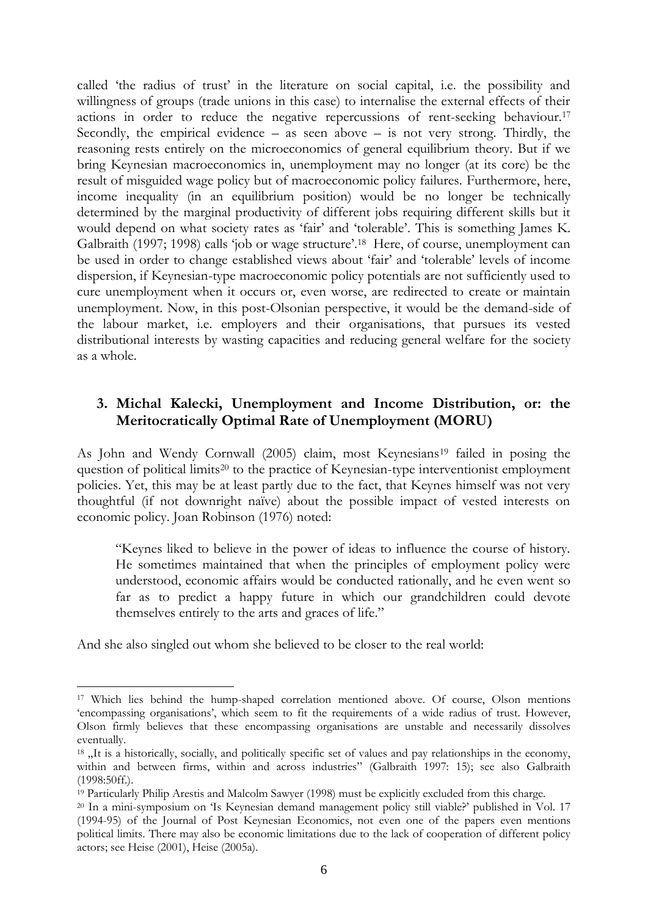called 'the radius of trust' in the literature on social capital, i.e. the possibility and willingness of groups (trade unions in this case) to internalise the external effects of their actions in order to reduce the negative repercussions of rent-seeking behaviour.[17] Secondly, the empirical evidence – as seen above – is not very strong. Thirdly, the reasoning rests entirely on the microeconomics of general equilibrium theory. But if we bring Keynesian macroeconomics in, unemployment may no longer (at its core) be the result of misguided wage policy but of macroeconomic policy failures. Furthermore, here, income inequality (in an equilibrium position) would be no longer be technically determined by the marginal productivity of different jobs requiring different skills but it would depend on what society rates as 'fair' and 'tolerable'. This is something James K. Galbraith (1997; 1998) calls 'job or wage structure'.[18] Here, of course, unemployment can be used in order to change established views about 'fair' and 'tolerable' levels of income dispersion, if Keynesian-type macroeconomic policy potentials are not sufficiently used to cure unemployment when it occurs or, even worse, are redirected to create or maintain unemployment. Now, in this post-Olsonian perspective, it would be the demand-side of the labour market, i.e. employers and their organisations, that pursues its vested distributional interests by wasting capacities and reducing general welfare for the society as a whole.

## 3. Michal Kalecki, Unemployment and Income Distribution, or: the Meritocratically Optimal Rate of Unemployment (MORU)

As John and Wendy Cornwall (2005) claim, most Keynesians[19] failed in posing the question of political limits[20] to the practice of Keynesian-type interventionist employment policies. Yet, this may be at least partly due to the fact, that Keynes himself was not very thoughtful (if not downright naïve) about the possible impact of vested interests on economic policy. Joan Robinson (1976) noted:

> "Keynes liked to believe in the power of ideas to influence the course of history. He sometimes maintained that when the principles of employment policy were understood, economic affairs would be conducted rationally, and he even went so far as to predict a happy future in which our grandchildren could devote themselves entirely to the arts and graces of life."

And she also singled out whom she believed to be closer to the real world:

---

[17] Which lies behind the hump-shaped correlation mentioned above. Of course, Olson mentions 'encompassing organisations', which seem to fit the requirements of a wide radius of trust. However, Olson firmly believes that these encompassing organisations are unstable and necessarily dissolves eventually.

[18] „It is a historically, socially, and politically specific set of values and pay relationships in the economy, within and between firms, within and across industries" (Galbraith 1997: 15); see also Galbraith (1998:50ff.).

[19] Particularly Philip Arestis and Malcolm Sawyer (1998) must be explicitly excluded from this charge.

[20] In a mini-symposium on 'Is Keynesian demand management policy still viable?' published in Vol. 17 (1994-95) of the Journal of Post Keynesian Economics, not even one of the papers even mentions political limits. There may also be economic limitations due to the lack of cooperation of different policy actors; see Heise (2001), Heise (2005a).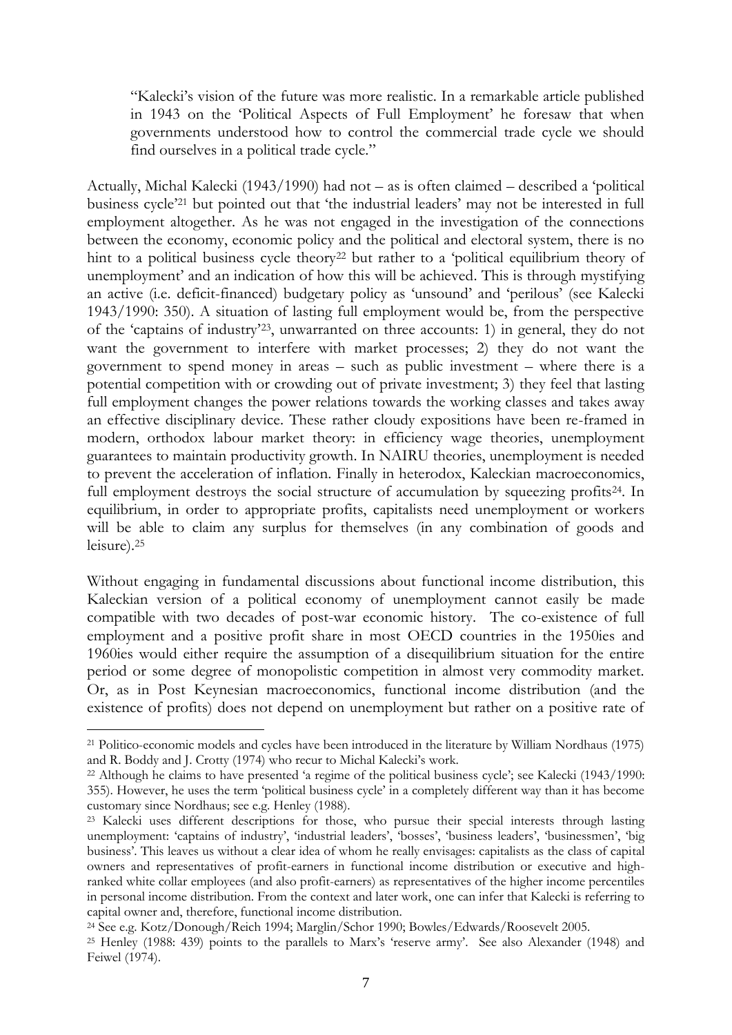> "Kalecki's vision of the future was more realistic. In a remarkable article published in 1943 on the 'Political Aspects of Full Employment' he foresaw that when governments understood how to control the commercial trade cycle we should find ourselves in a political trade cycle."

Actually, Michal Kalecki (1943/1990) had not – as is often claimed – described a 'political business cycle'[21] but pointed out that 'the industrial leaders' may not be interested in full employment altogether. As he was not engaged in the investigation of the connections between the economy, economic policy and the political and electoral system, there is no hint to a political business cycle theory[22] but rather to a 'political equilibrium theory of unemployment' and an indication of how this will be achieved. This is through mystifying an active (i.e. deficit-financed) budgetary policy as 'unsound' and 'perilous' (see Kalecki 1943/1990: 350). A situation of lasting full employment would be, from the perspective of the 'captains of industry'[23], unwarranted on three accounts: 1) in general, they do not want the government to interfere with market processes; 2) they do not want the government to spend money in areas – such as public investment – where there is a potential competition with or crowding out of private investment; 3) they feel that lasting full employment changes the power relations towards the working classes and takes away an effective disciplinary device. These rather cloudy expositions have been re-framed in modern, orthodox labour market theory: in efficiency wage theories, unemployment guarantees to maintain productivity growth. In NAIRU theories, unemployment is needed to prevent the acceleration of inflation. Finally in heterodox, Kaleckian macroeconomics, full employment destroys the social structure of accumulation by squeezing profits[24]. In equilibrium, in order to appropriate profits, capitalists need unemployment or workers will be able to claim any surplus for themselves (in any combination of goods and leisure).[25]

Without engaging in fundamental discussions about functional income distribution, this Kaleckian version of a political economy of unemployment cannot easily be made compatible with two decades of post-war economic history. The co-existence of full employment and a positive profit share in most OECD countries in the 1950ies and 1960ies would either require the assumption of a disequilibrium situation for the entire period or some degree of monopolistic competition in almost very commodity market. Or, as in Post Keynesian macroeconomics, functional income distribution (and the existence of profits) does not depend on unemployment but rather on a positive rate of

---

[21] Politico-economic models and cycles have been introduced in the literature by William Nordhaus (1975) and R. Boddy and J. Crotty (1974) who recur to Michal Kalecki's work.

[22] Although he claims to have presented 'a regime of the political business cycle'; see Kalecki (1943/1990: 355). However, he uses the term 'political business cycle' in a completely different way than it has become customary since Nordhaus; see e.g. Henley (1988).

[23] Kalecki uses different descriptions for those, who pursue their special interests through lasting unemployment: 'captains of industry', 'industrial leaders', 'bosses', 'business leaders', 'businessmen', 'big business'. This leaves us without a clear idea of whom he really envisages: capitalists as the class of capital owners and representatives of profit-earners in functional income distribution or executive and high-ranked white collar employees (and also profit-earners) as representatives of the higher income percentiles in personal income distribution. From the context and later work, one can infer that Kalecki is referring to capital owner and, therefore, functional income distribution.

[24] See e.g. Kotz/Donough/Reich 1994; Marglin/Schor 1990; Bowles/Edwards/Roosevelt 2005.

[25] Henley (1988: 439) points to the parallels to Marx's 'reserve army'. See also Alexander (1948) and Feiwel (1974).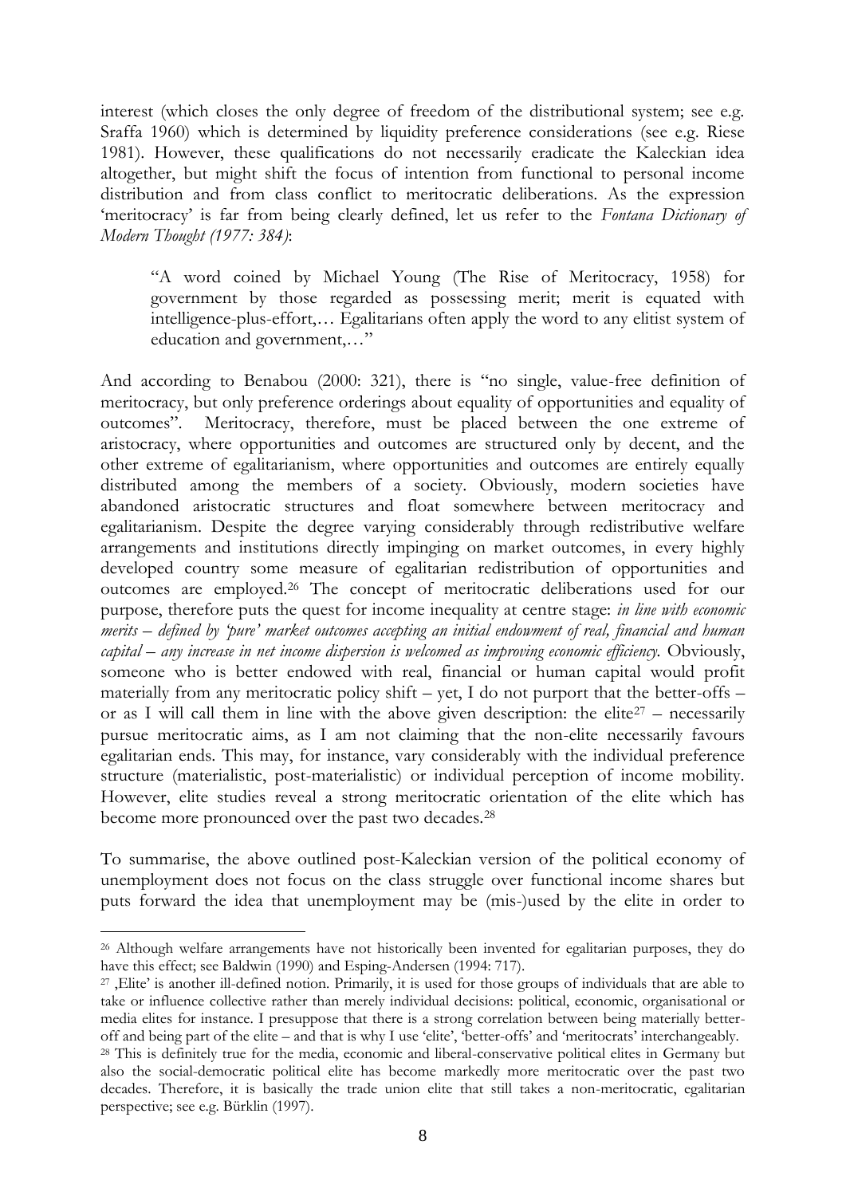interest (which closes the only degree of freedom of the distributional system; see e.g. Sraffa 1960) which is determined by liquidity preference considerations (see e.g. Riese 1981). However, these qualifications do not necessarily eradicate the Kaleckian idea altogether, but might shift the focus of intention from functional to personal income distribution and from class conflict to meritocratic deliberations. As the expression 'meritocracy' is far from being clearly defined, let us refer to the *Fontana Dictionary of Modern Thought (1977: 384)*:

> "A word coined by Michael Young (The Rise of Meritocracy, 1958) for government by those regarded as possessing merit; merit is equated with intelligence-plus-effort,… Egalitarians often apply the word to any elitist system of education and government,…"

And according to Benabou (2000: 321), there is "no single, value-free definition of meritocracy, but only preference orderings about equality of opportunities and equality of outcomes". Meritocracy, therefore, must be placed between the one extreme of aristocracy, where opportunities and outcomes are structured only by decent, and the other extreme of egalitarianism, where opportunities and outcomes are entirely equally distributed among the members of a society. Obviously, modern societies have abandoned aristocratic structures and float somewhere between meritocracy and egalitarianism. Despite the degree varying considerably through redistributive welfare arrangements and institutions directly impinging on market outcomes, in every highly developed country some measure of egalitarian redistribution of opportunities and outcomes are employed.[26] The concept of meritocratic deliberations used for our purpose, therefore puts the quest for income inequality at centre stage: *in line with economic merits – defined by 'pure' market outcomes accepting an initial endowment of real, financial and human capital – any increase in net income dispersion is welcomed as improving economic efficiency.* Obviously, someone who is better endowed with real, financial or human capital would profit materially from any meritocratic policy shift – yet, I do not purport that the better-offs – or as I will call them in line with the above given description: the elite[27] – necessarily pursue meritocratic aims, as I am not claiming that the non-elite necessarily favours egalitarian ends. This may, for instance, vary considerably with the individual preference structure (materialistic, post-materialistic) or individual perception of income mobility. However, elite studies reveal a strong meritocratic orientation of the elite which has become more pronounced over the past two decades.[28]

To summarise, the above outlined post-Kaleckian version of the political economy of unemployment does not focus on the class struggle over functional income shares but puts forward the idea that unemployment may be (mis-)used by the elite in order to

---

[26] Although welfare arrangements have not historically been invented for egalitarian purposes, they do have this effect; see Baldwin (1990) and Esping-Andersen (1994: 717).

[27] ‚Elite' is another ill-defined notion. Primarily, it is used for those groups of individuals that are able to take or influence collective rather than merely individual decisions: political, economic, organisational or media elites for instance. I presuppose that there is a strong correlation between being materially better-off and being part of the elite – and that is why I use 'elite', 'better-offs' and 'meritocrats' interchangeably.

[28] This is definitely true for the media, economic and liberal-conservative political elites in Germany but also the social-democratic political elite has become markedly more meritocratic over the past two decades. Therefore, it is basically the trade union elite that still takes a non-meritocratic, egalitarian perspective; see e.g. Bürklin (1997).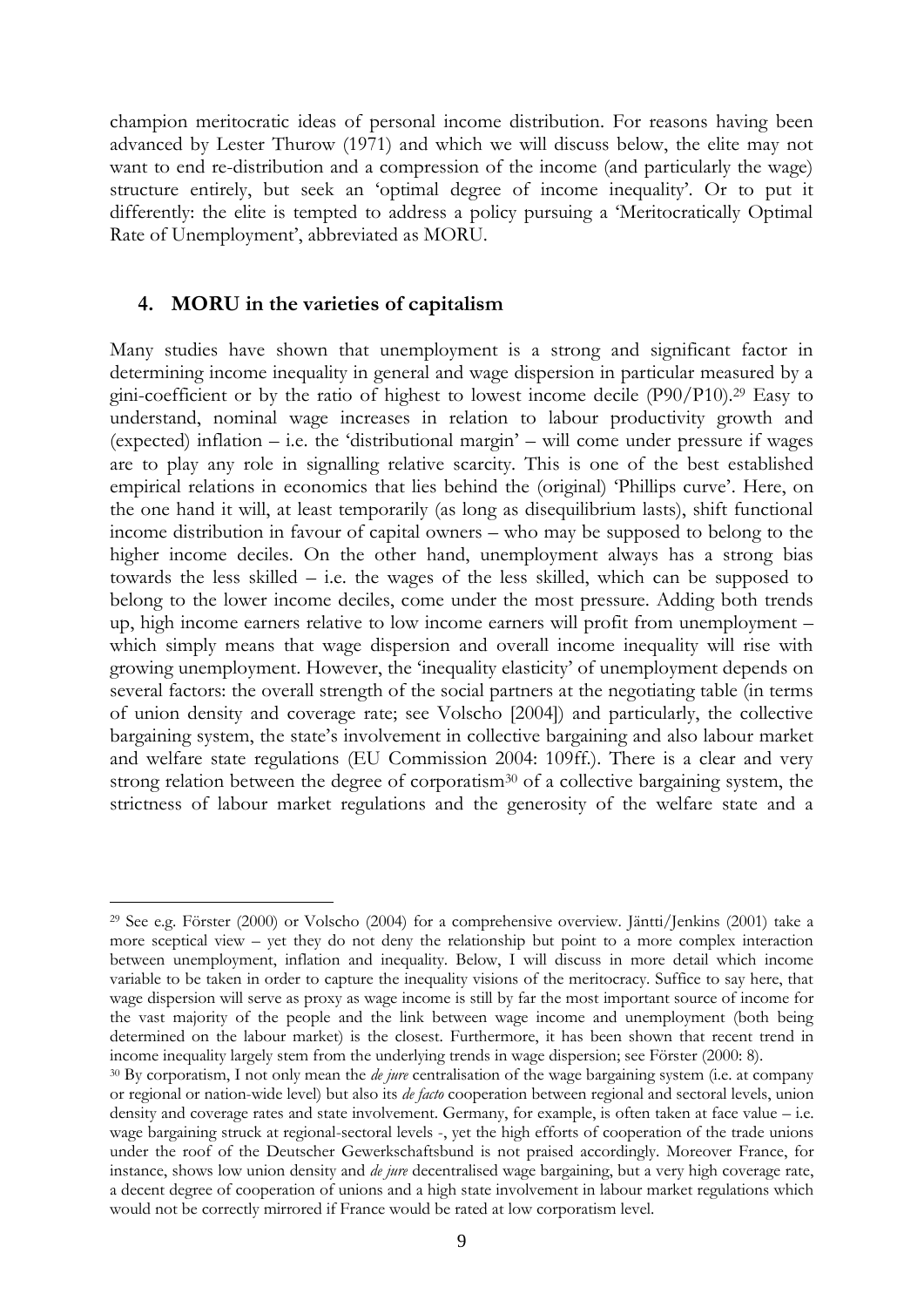champion meritocratic ideas of personal income distribution. For reasons having been advanced by Lester Thurow (1971) and which we will discuss below, the elite may not want to end re-distribution and a compression of the income (and particularly the wage) structure entirely, but seek an 'optimal degree of income inequality'. Or to put it differently: the elite is tempted to address a policy pursuing a 'Meritocratically Optimal Rate of Unemployment', abbreviated as MORU.

## 4. MORU in the varieties of capitalism

Many studies have shown that unemployment is a strong and significant factor in determining income inequality in general and wage dispersion in particular measured by a gini-coefficient or by the ratio of highest to lowest income decile (P90/P10).[29] Easy to understand, nominal wage increases in relation to labour productivity growth and (expected) inflation – i.e. the 'distributional margin' – will come under pressure if wages are to play any role in signalling relative scarcity. This is one of the best established empirical relations in economics that lies behind the (original) 'Phillips curve'. Here, on the one hand it will, at least temporarily (as long as disequilibrium lasts), shift functional income distribution in favour of capital owners – who may be supposed to belong to the higher income deciles. On the other hand, unemployment always has a strong bias towards the less skilled – i.e. the wages of the less skilled, which can be supposed to belong to the lower income deciles, come under the most pressure. Adding both trends up, high income earners relative to low income earners will profit from unemployment – which simply means that wage dispersion and overall income inequality will rise with growing unemployment. However, the 'inequality elasticity' of unemployment depends on several factors: the overall strength of the social partners at the negotiating table (in terms of union density and coverage rate; see Volscho [2004]) and particularly, the collective bargaining system, the state's involvement in collective bargaining and also labour market and welfare state regulations (EU Commission 2004: 109ff.). There is a clear and very strong relation between the degree of corporatism[30] of a collective bargaining system, the strictness of labour market regulations and the generosity of the welfare state and a

---

[29] See e.g. Förster (2000) or Volscho (2004) for a comprehensive overview. Jäntti/Jenkins (2001) take a more sceptical view – yet they do not deny the relationship but point to a more complex interaction between unemployment, inflation and inequality. Below, I will discuss in more detail which income variable to be taken in order to capture the inequality visions of the meritocracy. Suffice to say here, that wage dispersion will serve as proxy as wage income is still by far the most important source of income for the vast majority of the people and the link between wage income and unemployment (both being determined on the labour market) is the closest. Furthermore, it has been shown that recent trend in income inequality largely stem from the underlying trends in wage dispersion; see Förster (2000: 8).

[30] By corporatism, I not only mean the *de jure* centralisation of the wage bargaining system (i.e. at company or regional or nation-wide level) but also its *de facto* cooperation between regional and sectoral levels, union density and coverage rates and state involvement. Germany, for example, is often taken at face value – i.e. wage bargaining struck at regional-sectoral levels -, yet the high efforts of cooperation of the trade unions under the roof of the Deutscher Gewerkschaftsbund is not praised accordingly. Moreover France, for instance, shows low union density and *de jure* decentralised wage bargaining, but a very high coverage rate, a decent degree of cooperation of unions and a high state involvement in labour market regulations which would not be correctly mirrored if France would be rated at low corporatism level.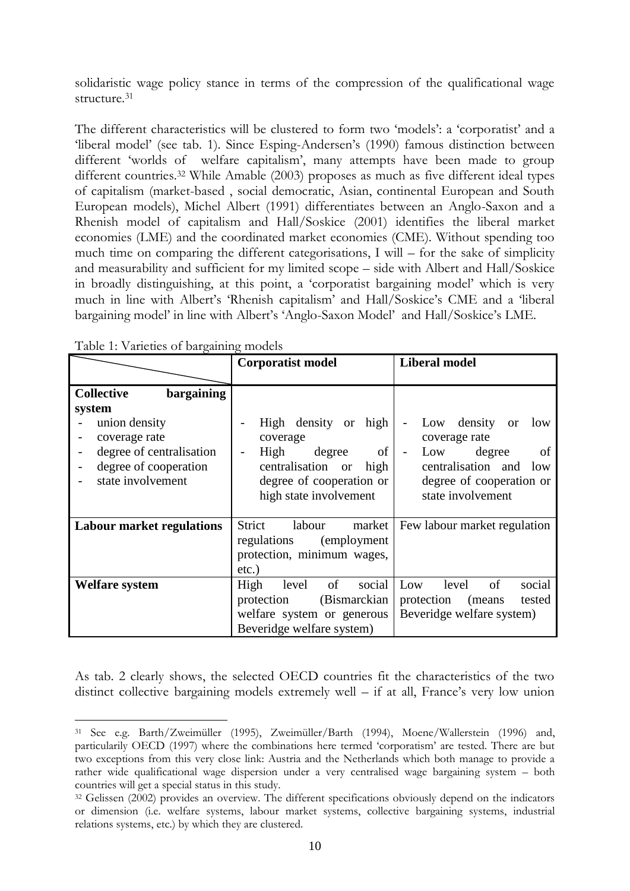solidaristic wage policy stance in terms of the compression of the qualificational wage structure.[31]

The different characteristics will be clustered to form two 'models': a 'corporatist' and a 'liberal model' (see tab. 1). Since Esping-Andersen's (1990) famous distinction between different 'worlds of welfare capitalism', many attempts have been made to group different countries.[32] While Amable (2003) proposes as much as five different ideal types of capitalism (market-based , social democratic, Asian, continental European and South European models), Michel Albert (1991) differentiates between an Anglo-Saxon and a Rhenish model of capitalism and Hall/Soskice (2001) identifies the liberal market economies (LME) and the coordinated market economies (CME). Without spending too much time on comparing the different categorisations, I will – for the sake of simplicity and measurability and sufficient for my limited scope – side with Albert and Hall/Soskice in broadly distinguishing, at this point, a 'corporatist bargaining model' which is very much in line with Albert's 'Rhenish capitalism' and Hall/Soskice's CME and a 'liberal bargaining model' in line with Albert's 'Anglo-Saxon Model' and Hall/Soskice's LME.

Table 1: Varieties of bargaining models

| | **Corporatist model** | **Liberal model** |
|---|---|---|
| **Collective bargaining system**<br>- union density<br>- coverage rate<br>- degree of centralisation<br>- degree of cooperation<br>- state involvement | - High density or high coverage<br>- High degree of centralisation or high degree of cooperation or high state involvement | - Low density or low coverage rate<br>- Low degree of centralisation and low degree of cooperation or state involvement |
| **Labour market regulations** | Strict labour market regulations (employment protection, minimum wages, etc.) | Few labour market regulation |
| **Welfare system** | High level of social protection (Bismarckian welfare system or generous Beveridge welfare system) | Low level of social protection (means tested Beveridge welfare system) |

As tab. 2 clearly shows, the selected OECD countries fit the characteristics of the two distinct collective bargaining models extremely well – if at all, France's very low union

---

[31] See e.g. Barth/Zweimüller (1995), Zweimüller/Barth (1994), Moene/Wallerstein (1996) and, particularily OECD (1997) where the combinations here termed 'corporatism' are tested. There are but two exceptions from this very close link: Austria and the Netherlands which both manage to provide a rather wide qualificational wage dispersion under a very centralised wage bargaining system – both countries will get a special status in this study.

[32] Gelissen (2002) provides an overview. The different specifications obviously depend on the indicators or dimension (i.e. welfare systems, labour market systems, collective bargaining systems, industrial relations systems, etc.) by which they are clustered.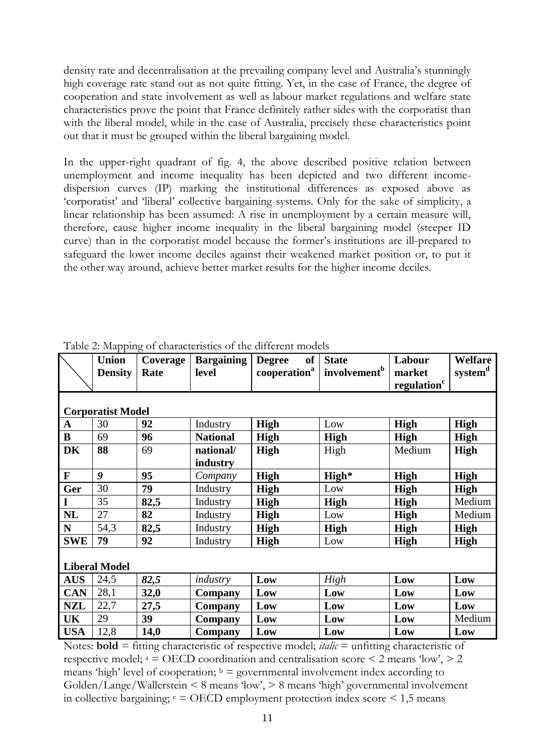density rate and decentralisation at the prevailing company level and Australia's stunningly high coverage rate stand out as not quite fitting. Yet, in the case of France, the degree of cooperation and state involvement as well as labour market regulations and welfare state characteristics prove the point that France definitely rather sides with the corporatist than with the liberal model, while in the case of Australia, precisely these characteristics point out that it must be grouped within the liberal bargaining model.

In the upper-right quadrant of fig. 4, the above described positive relation between unemployment and income inequality has been depicted and two different income-dispersion curves (IP) marking the institutional differences as exposed above as 'corporatist' and 'liberal' collective bargaining systems. Only for the sake of simplicity, a linear relationship has been assumed: A rise in unemployment by a certain measure will, therefore, cause higher income inequality in the liberal bargaining model (steeper ID curve) than in the corporatist model because the former's institutions are ill-prepared to safeguard the lower income deciles against their weakened market position or, to put it the other way around, achieve better market results for the higher income deciles.

Table 2: Mapping of characteristics of the different models

| | Union Density | Coverage Rate | Bargaining level | Degree of cooperation[a] | State involvement[b] | Labour market regulation[c] | Welfare system[d] |
|---|---|---|---|---|---|---|---|
| **Corporatist Model** | | | | | | | |
| **A** | 30 | **92** | Industry | **High** | Low | **High** | **High** |
| **B** | 69 | **96** | **National** | **High** | **High** | **High** | **High** |
| **DK** | **88** | 69 | **national/ industry** | **High** | High | Medium | **High** |
| **F** | ***9*** | **95** | *Company* | **High** | **High\*** | **High** | **High** |
| **Ger** | 30 | **79** | Industry | **High** | Low | **High** | **High** |
| **I** | 35 | **82,5** | Industry | **High** | **High** | **High** | Medium |
| **NL** | 27 | **82** | Industry | **High** | Low | **High** | Medium |
| **N** | 54,3 | **82,5** | Industry | **High** | **High** | **High** | **High** |
| **SWE** | **79** | **92** | Industry | **High** | Low | **High** | **High** |
| **Liberal Model** | | | | | | | |
| **AUS** | 24,5 | ***82,5*** | *industry* | **Low** | *High* | **Low** | **Low** |
| **CAN** | 28,1 | **32,0** | **Company** | **Low** | **Low** | **Low** | **Low** |
| **NZL** | 22,7 | **27,5** | **Company** | **Low** | **Low** | **Low** | **Low** |
| **UK** | 29 | **39** | **Company** | **Low** | **Low** | **Low** | Medium |
| **USA** | 12,8 | **14,0** | **Company** | **Low** | **Low** | **Low** | **Low** |

Notes: **bold** = fitting characteristic of respective model; *italic* = unfitting characteristic of respective model; [a] = OECD coordination and centralisation score < 2 means 'low', > 2 means 'high' level of cooperation; [b] = governmental involvement index according to Golden/Lange/Wallerstein < 8 means 'low', > 8 means 'high' governmental involvement in collective bargaining; [c] = OECD employment protection index score < 1,5 means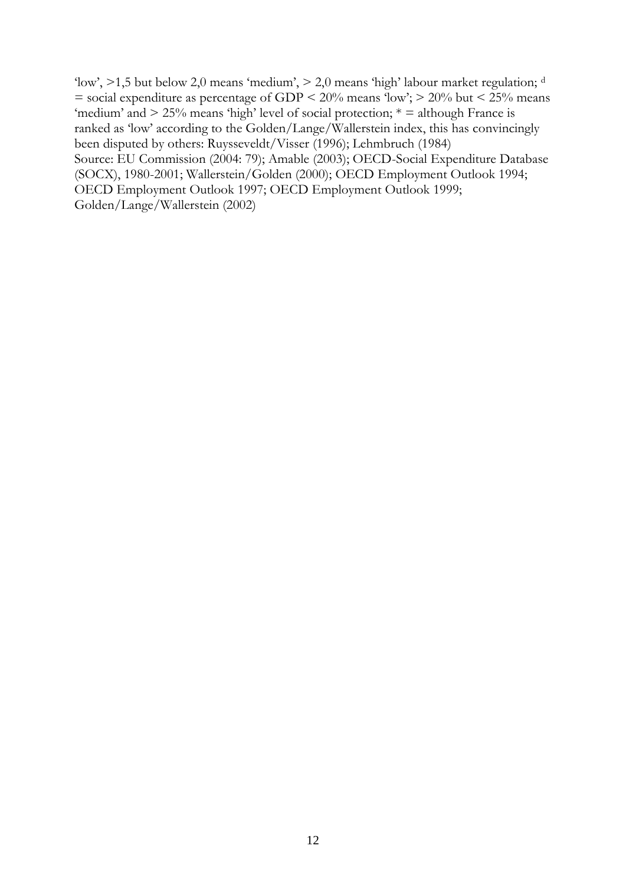'low', >1,5 but below 2,0 means 'medium', > 2,0 means 'high' labour market regulation; [d] = social expenditure as percentage of GDP < 20% means 'low'; > 20% but < 25% means 'medium' and > 25% means 'high' level of social protection; * = although France is ranked as 'low' according to the Golden/Lange/Wallerstein index, this has convincingly been disputed by others: Ruysseveldt/Visser (1996); Lehmbruch (1984)
Source: EU Commission (2004: 79); Amable (2003); OECD-Social Expenditure Database (SOCX), 1980-2001; Wallerstein/Golden (2000); OECD Employment Outlook 1994; OECD Employment Outlook 1997; OECD Employment Outlook 1999; Golden/Lange/Wallerstein (2002)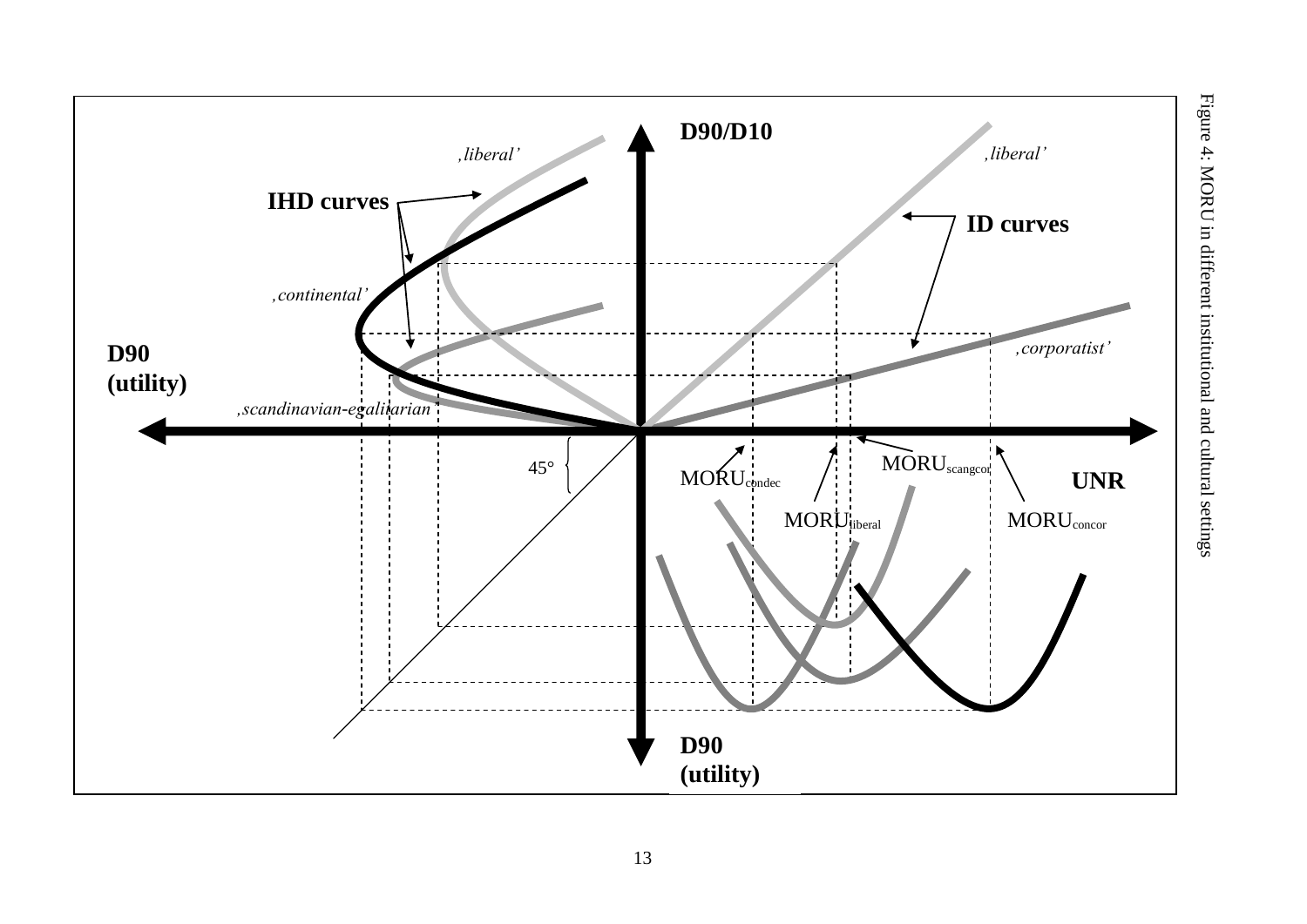D90/D10

,liberal'

,liberal'

IHD curves

ID curves

,continental'

D90
(utility)

,corporatist'

,scandinavian-egalitarian'

45°

$MORU_{condec}$

$MORU_{scangcor}$

UNR

$MORU_{liberal}$

$MORU_{concor}$

D90
(utility)

Figure 4: MORU in different institutional and cultural settings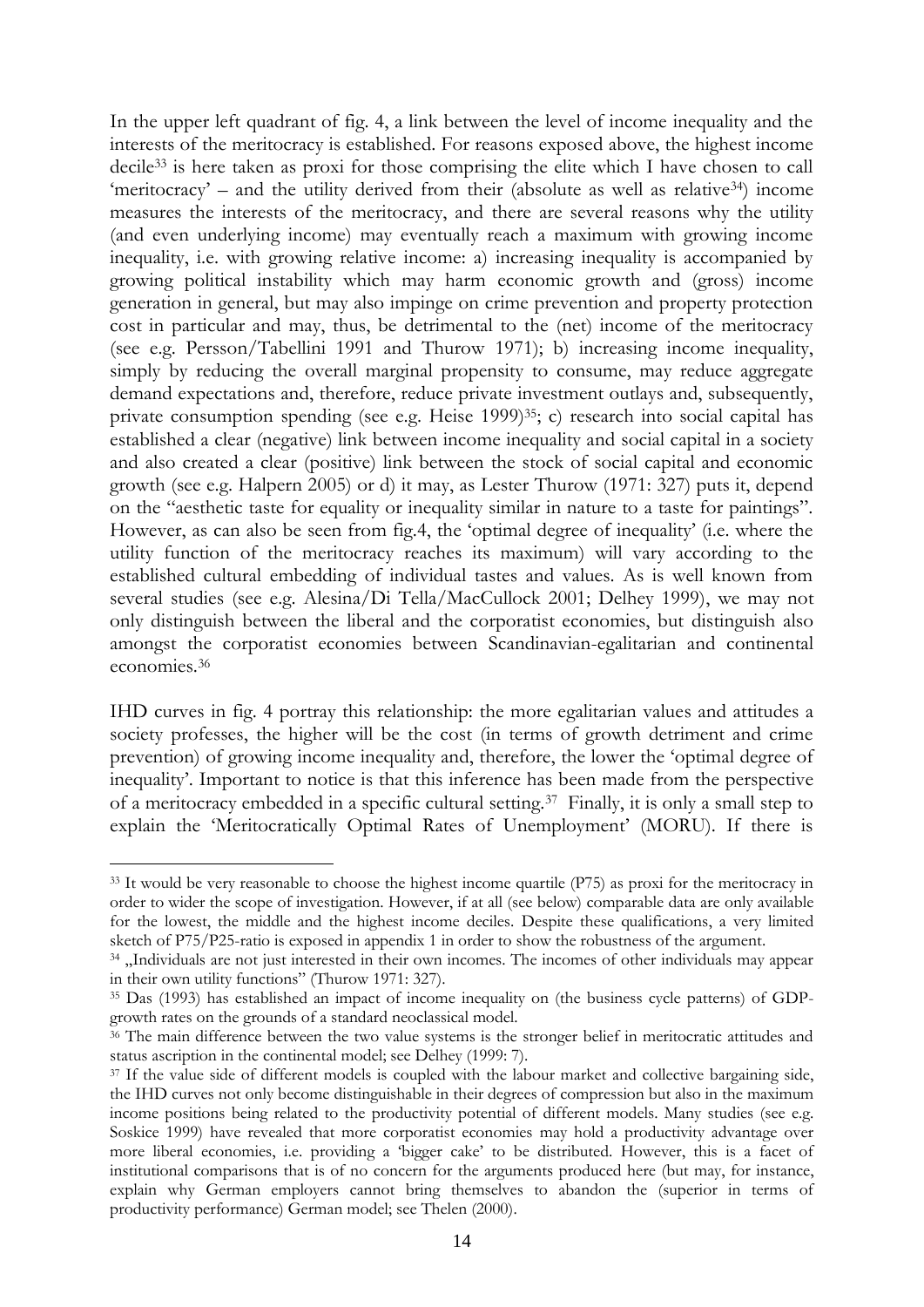In the upper left quadrant of fig. 4, a link between the level of income inequality and the interests of the meritocracy is established. For reasons exposed above, the highest income decile[33] is here taken as proxi for those comprising the elite which I have chosen to call 'meritocracy' – and the utility derived from their (absolute as well as relative[34]) income measures the interests of the meritocracy, and there are several reasons why the utility (and even underlying income) may eventually reach a maximum with growing income inequality, i.e. with growing relative income: a) increasing inequality is accompanied by growing political instability which may harm economic growth and (gross) income generation in general, but may also impinge on crime prevention and property protection cost in particular and may, thus, be detrimental to the (net) income of the meritocracy (see e.g. Persson/Tabellini 1991 and Thurow 1971); b) increasing income inequality, simply by reducing the overall marginal propensity to consume, may reduce aggregate demand expectations and, therefore, reduce private investment outlays and, subsequently, private consumption spending (see e.g. Heise 1999)[35]; c) research into social capital has established a clear (negative) link between income inequality and social capital in a society and also created a clear (positive) link between the stock of social capital and economic growth (see e.g. Halpern 2005) or d) it may, as Lester Thurow (1971: 327) puts it, depend on the "aesthetic taste for equality or inequality similar in nature to a taste for paintings". However, as can also be seen from fig.4, the 'optimal degree of inequality' (i.e. where the utility function of the meritocracy reaches its maximum) will vary according to the established cultural embedding of individual tastes and values. As is well known from several studies (see e.g. Alesina/Di Tella/MacCullock 2001; Delhey 1999), we may not only distinguish between the liberal and the corporatist economies, but distinguish also amongst the corporatist economies between Scandinavian-egalitarian and continental economies.[36]

IHD curves in fig. 4 portray this relationship: the more egalitarian values and attitudes a society professes, the higher will be the cost (in terms of growth detriment and crime prevention) of growing income inequality and, therefore, the lower the 'optimal degree of inequality'. Important to notice is that this inference has been made from the perspective of a meritocracy embedded in a specific cultural setting.[37] Finally, it is only a small step to explain the 'Meritocratically Optimal Rates of Unemployment' (MORU). If there is

---

[33] It would be very reasonable to choose the highest income quartile (P75) as proxi for the meritocracy in order to wider the scope of investigation. However, if at all (see below) comparable data are only available for the lowest, the middle and the highest income deciles. Despite these qualifications, a very limited sketch of P75/P25-ratio is exposed in appendix 1 in order to show the robustness of the argument.

[34] „Individuals are not just interested in their own incomes. The incomes of other individuals may appear in their own utility functions" (Thurow 1971: 327).

[35] Das (1993) has established an impact of income inequality on (the business cycle patterns) of GDP-growth rates on the grounds of a standard neoclassical model.

[36] The main difference between the two value systems is the stronger belief in meritocratic attitudes and status ascription in the continental model; see Delhey (1999: 7).

[37] If the value side of different models is coupled with the labour market and collective bargaining side, the IHD curves not only become distinguishable in their degrees of compression but also in the maximum income positions being related to the productivity potential of different models. Many studies (see e.g. Soskice 1999) have revealed that more corporatist economies may hold a productivity advantage over more liberal economies, i.e. providing a 'bigger cake' to be distributed. However, this is a facet of institutional comparisons that is of no concern for the arguments produced here (but may, for instance, explain why German employers cannot bring themselves to abandon the (superior in terms of productivity performance) German model; see Thelen (2000).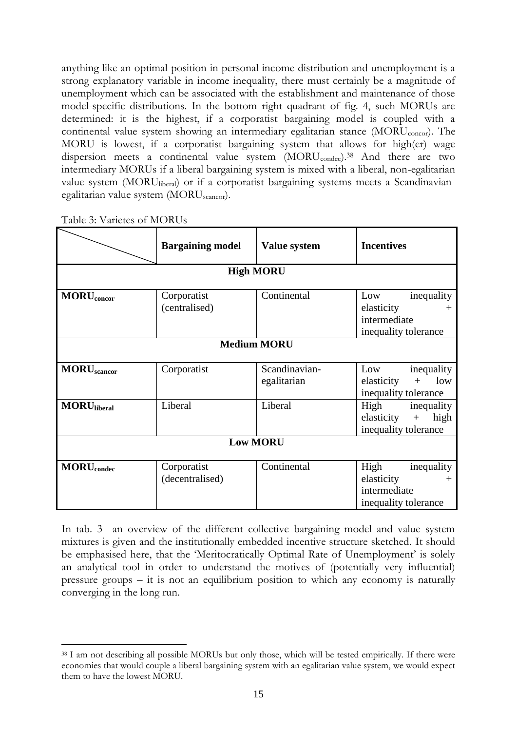anything like an optimal position in personal income distribution and unemployment is a strong explanatory variable in income inequality, there must certainly be a magnitude of unemployment which can be associated with the establishment and maintenance of those model-specific distributions. In the bottom right quadrant of fig. 4, such MORUs are determined: it is the highest, if a corporatist bargaining model is coupled with a continental value system showing an intermediary egalitarian stance ($MORU_{concor}$). The MORU is lowest, if a corporatist bargaining system that allows for high(er) wage dispersion meets a continental value system ($MORU_{condec}$).[38] And there are two intermediary MORUs if a liberal bargaining system is mixed with a liberal, non-egalitarian value system ($MORU_{liberal}$) or if a corporatist bargaining systems meets a Scandinavian-egalitarian value system ($MORU_{scancor}$).

Table 3: Varietes of MORUs

| | **Bargaining model** | **Value system** | **Incentives** |
|---|---|---|---|
| **High MORU** | | | |
| **$MORU_{concor}$** | Corporatist (centralised) | Continental | Low inequality elasticity + intermediate inequality tolerance |
| **Medium MORU** | | | |
| **$MORU_{scancor}$** | Corporatist | Scandinavian-egalitarian | Low inequality elasticity + low inequality tolerance |
| **$MORU_{liberal}$** | Liberal | Liberal | High inequality elasticity + high inequality tolerance |
| **Low MORU** | | | |
| **$MORU_{condec}$** | Corporatist (decentralised) | Continental | High inequality elasticity + intermediate inequality tolerance |

In tab. 3 an overview of the different collective bargaining model and value system mixtures is given and the institutionally embedded incentive structure sketched. It should be emphasised here, that the 'Meritocratically Optimal Rate of Unemployment' is solely an analytical tool in order to understand the motives of (potentially very influential) pressure groups – it is not an equilibrium position to which any economy is naturally converging in the long run.

[38] I am not describing all possible MORUs but only those, which will be tested empirically. If there were economies that would couple a liberal bargaining system with an egalitarian value system, we would expect them to have the lowest MORU.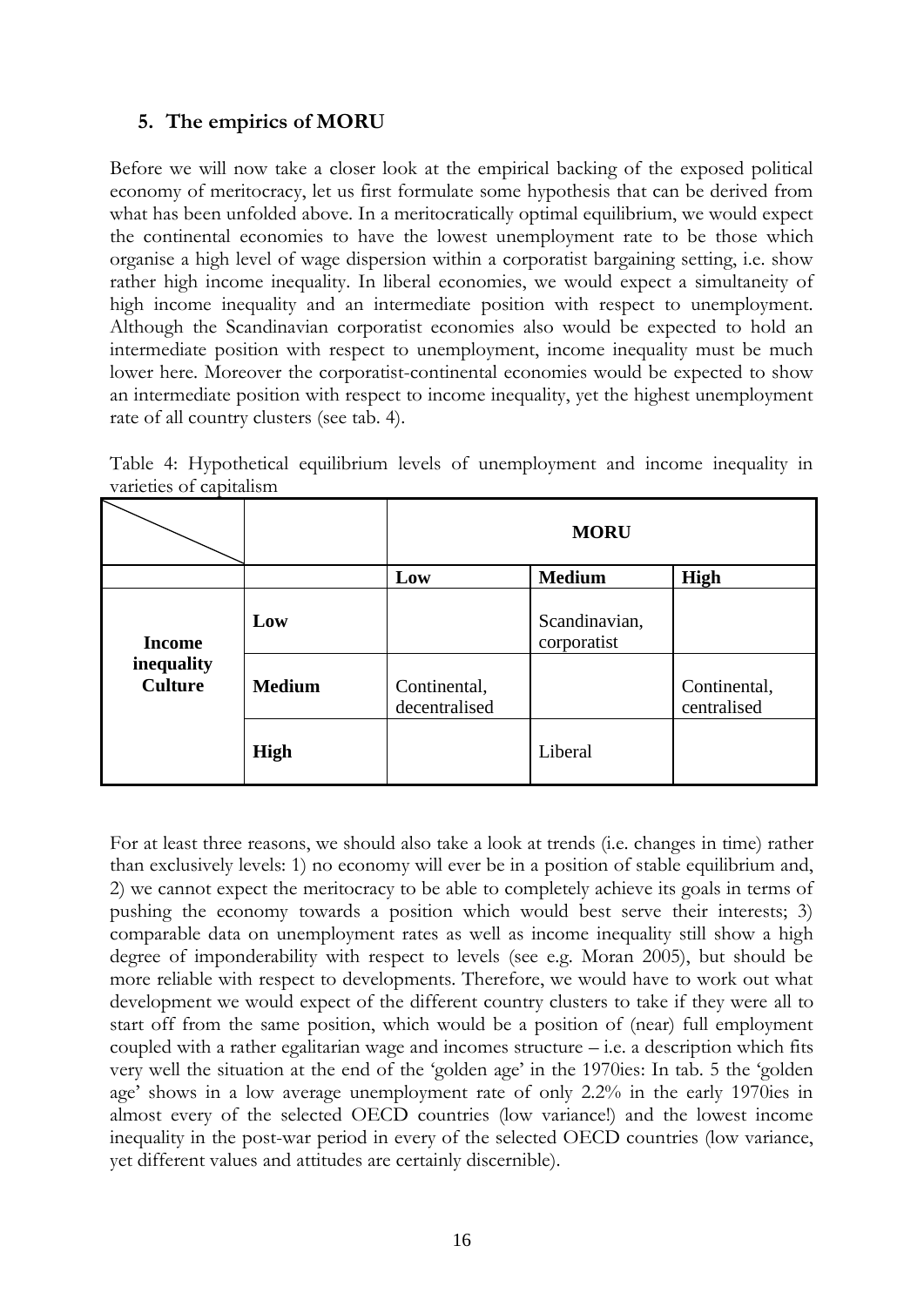## 5. The empirics of MORU

Before we will now take a closer look at the empirical backing of the exposed political economy of meritocracy, let us first formulate some hypothesis that can be derived from what has been unfolded above. In a meritocratically optimal equilibrium, we would expect the continental economies to have the lowest unemployment rate to be those which organise a high level of wage dispersion within a corporatist bargaining setting, i.e. show rather high income inequality. In liberal economies, we would expect a simultaneity of high income inequality and an intermediate position with respect to unemployment. Although the Scandinavian corporatist economies also would be expected to hold an intermediate position with respect to unemployment, income inequality must be much lower here. Moreover the corporatist-continental economies would be expected to show an intermediate position with respect to income inequality, yet the highest unemployment rate of all country clusters (see tab. 4).

Table 4: Hypothetical equilibrium levels of unemployment and income inequality in varieties of capitalism

| | | MORU | | |
|---|---|---|---|---|
| | | **Low** | **Medium** | **High** |
| **Income inequality Culture** | **Low** | | Scandinavian, corporatist | |
| | **Medium** | Continental, decentralised | | Continental, centralised |
| | **High** | | Liberal | |

For at least three reasons, we should also take a look at trends (i.e. changes in time) rather than exclusively levels: 1) no economy will ever be in a position of stable equilibrium and, 2) we cannot expect the meritocracy to be able to completely achieve its goals in terms of pushing the economy towards a position which would best serve their interests; 3) comparable data on unemployment rates as well as income inequality still show a high degree of imponderability with respect to levels (see e.g. Moran 2005), but should be more reliable with respect to developments. Therefore, we would have to work out what development we would expect of the different country clusters to take if they were all to start off from the same position, which would be a position of (near) full employment coupled with a rather egalitarian wage and incomes structure – i.e. a description which fits very well the situation at the end of the 'golden age' in the 1970ies: In tab. 5 the 'golden age' shows in a low average unemployment rate of only 2.2% in the early 1970ies in almost every of the selected OECD countries (low variance!) and the lowest income inequality in the post-war period in every of the selected OECD countries (low variance, yet different values and attitudes are certainly discernible).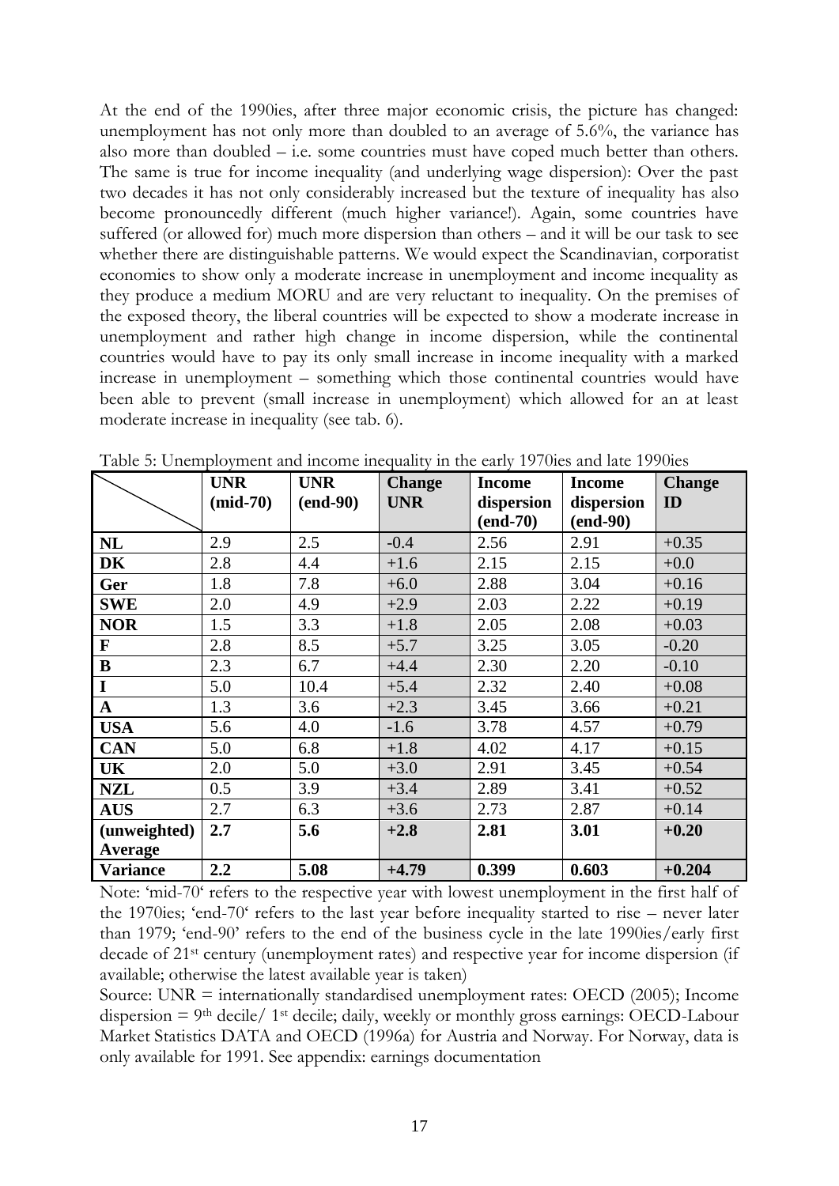At the end of the 1990ies, after three major economic crisis, the picture has changed: unemployment has not only more than doubled to an average of 5.6%, the variance has also more than doubled – i.e. some countries must have coped much better than others. The same is true for income inequality (and underlying wage dispersion): Over the past two decades it has not only considerably increased but the texture of inequality has also become pronouncedly different (much higher variance!). Again, some countries have suffered (or allowed for) much more dispersion than others – and it will be our task to see whether there are distinguishable patterns. We would expect the Scandinavian, corporatist economies to show only a moderate increase in unemployment and income inequality as they produce a medium MORU and are very reluctant to inequality. On the premises of the exposed theory, the liberal countries will be expected to show a moderate increase in unemployment and rather high change in income dispersion, while the continental countries would have to pay its only small increase in income inequality with a marked increase in unemployment – something which those continental countries would have been able to prevent (small increase in unemployment) which allowed for an at least moderate increase in inequality (see tab. 6).

Table 5: Unemployment and income inequality in the early 1970ies and late 1990ies

| | **UNR (mid-70)** | **UNR (end-90)** | **Change UNR** | **Income dispersion (end-70)** | **Income dispersion (end-90)** | **Change ID** |
|---|---|---|---|---|---|---|
| **NL** | 2.9 | 2.5 | -0.4 | 2.56 | 2.91 | +0.35 |
| **DK** | 2.8 | 4.4 | +1.6 | 2.15 | 2.15 | +0.0 |
| **Ger** | 1.8 | 7.8 | +6.0 | 2.88 | 3.04 | +0.16 |
| **SWE** | 2.0 | 4.9 | +2.9 | 2.03 | 2.22 | +0.19 |
| **NOR** | 1.5 | 3.3 | +1.8 | 2.05 | 2.08 | +0.03 |
| **F** | 2.8 | 8.5 | +5.7 | 3.25 | 3.05 | -0.20 |
| **B** | 2.3 | 6.7 | +4.4 | 2.30 | 2.20 | -0.10 |
| **I** | 5.0 | 10.4 | +5.4 | 2.32 | 2.40 | +0.08 |
| **A** | 1.3 | 3.6 | +2.3 | 3.45 | 3.66 | +0.21 |
| **USA** | 5.6 | 4.0 | -1.6 | 3.78 | 4.57 | +0.79 |
| **CAN** | 5.0 | 6.8 | +1.8 | 4.02 | 4.17 | +0.15 |
| **UK** | 2.0 | 5.0 | +3.0 | 2.91 | 3.45 | +0.54 |
| **NZL** | 0.5 | 3.9 | +3.4 | 2.89 | 3.41 | +0.52 |
| **AUS** | 2.7 | 6.3 | +3.6 | 2.73 | 2.87 | +0.14 |
| **(unweighted) Average** | **2.7** | **5.6** | **+2.8** | **2.81** | **3.01** | **+0.20** |
| **Variance** | **2.2** | **5.08** | **+4.79** | **0.399** | **0.603** | **+0.204** |

Note: 'mid-70' refers to the respective year with lowest unemployment in the first half of the 1970ies; 'end-70' refers to the last year before inequality started to rise – never later than 1979; 'end-90' refers to the end of the business cycle in the late 1990ies/early first decade of 21st century (unemployment rates) and respective year for income dispersion (if available; otherwise the latest available year is taken)

Source: UNR = internationally standardised unemployment rates: OECD (2005); Income dispersion = 9th decile/ 1st decile; daily, weekly or monthly gross earnings: OECD-Labour Market Statistics DATA and OECD (1996a) for Austria and Norway. For Norway, data is only available for 1991. See appendix: earnings documentation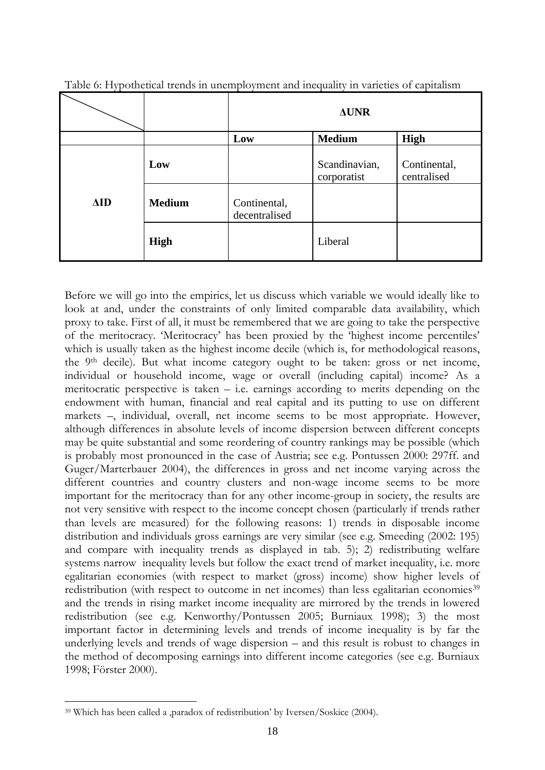Table 6: Hypothetical trends in unemployment and inequality in varieties of capitalism

| | | ΔUNR | | |
|---|---|---|---|---|
| | | **Low** | **Medium** | **High** |
| **ΔID** | **Low** | | Scandinavian, corporatist | Continental, centralised |
| | **Medium** | Continental, decentralised | | |
| | **High** | | Liberal | |

Before we will go into the empirics, let us discuss which variable we would ideally like to look at and, under the constraints of only limited comparable data availability, which proxy to take. First of all, it must be remembered that we are going to take the perspective of the meritocracy. 'Meritocracy' has been proxied by the 'highest income percentiles' which is usually taken as the highest income decile (which is, for methodological reasons, the 9th decile). But what income category ought to be taken: gross or net income, individual or household income, wage or overall (including capital) income? As a meritocratic perspective is taken – i.e. earnings according to merits depending on the endowment with human, financial and real capital and its putting to use on different markets –, individual, overall, net income seems to be most appropriate. However, although differences in absolute levels of income dispersion between different concepts may be quite substantial and some reordering of country rankings may be possible (which is probably most pronounced in the case of Austria; see e.g. Pontussen 2000: 297ff. and Guger/Marterbauer 2004), the differences in gross and net income varying across the different countries and country clusters and non-wage income seems to be more important for the meritocracy than for any other income-group in society, the results are not very sensitive with respect to the income concept chosen (particularly if trends rather than levels are measured) for the following reasons: 1) trends in disposable income distribution and individuals gross earnings are very similar (see e.g. Smeeding (2002: 195) and compare with inequality trends as displayed in tab. 5); 2) redistributing welfare systems narrow inequality levels but follow the exact trend of market inequality, i.e. more egalitarian economies (with respect to market (gross) income) show higher levels of redistribution (with respect to outcome in net incomes) than less egalitarian economies[39] and the trends in rising market income inequality are mirrored by the trends in lowered redistribution (see e.g. Kenworthy/Pontussen 2005; Burniaux 1998); 3) the most important factor in determining levels and trends of income inequality is by far the underlying levels and trends of wage dispersion – and this result is robust to changes in the method of decomposing earnings into different income categories (see e.g. Burniaux 1998; Förster 2000).

[39] Which has been called a ‚paradox of redistribution' by Iversen/Soskice (2004).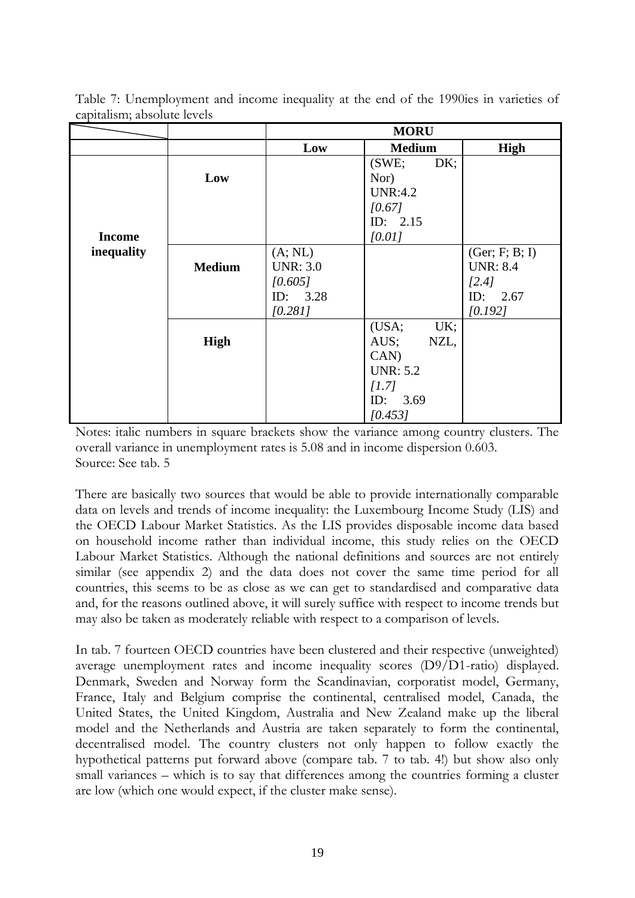Table 7: Unemployment and income inequality at the end of the 1990ies in varieties of capitalism; absolute levels

| | | MORU | | |
|---|---|---|---|---|
| | | **Low** | **Medium** | **High** |
| **Income inequality** | **Low** | | (SWE; DK; Nor) UNR:4.2 *[0.67]* ID: 2.15 *[0.01]* | |
| | **Medium** | (A; NL) UNR: 3.0 *[0.605]* ID: 3.28 *[0.281]* | | (Ger; F; B; I) UNR: 8.4 *[2.4]* ID: 2.67 *[0.192]* |
| | **High** | | (USA; UK; AUS; NZL, CAN) UNR: 5.2 *[1.7]* ID: 3.69 *[0.453]* | |

Notes: italic numbers in square brackets show the variance among country clusters. The overall variance in unemployment rates is 5.08 and in income dispersion 0.603.
Source: See tab. 5

There are basically two sources that would be able to provide internationally comparable data on levels and trends of income inequality: the Luxembourg Income Study (LIS) and the OECD Labour Market Statistics. As the LIS provides disposable income data based on household income rather than individual income, this study relies on the OECD Labour Market Statistics. Although the national definitions and sources are not entirely similar (see appendix 2) and the data does not cover the same time period for all countries, this seems to be as close as we can get to standardised and comparative data and, for the reasons outlined above, it will surely suffice with respect to income trends but may also be taken as moderately reliable with respect to a comparison of levels.

In tab. 7 fourteen OECD countries have been clustered and their respective (unweighted) average unemployment rates and income inequality scores (D9/D1-ratio) displayed. Denmark, Sweden and Norway form the Scandinavian, corporatist model, Germany, France, Italy and Belgium comprise the continental, centralised model, Canada, the United States, the United Kingdom, Australia and New Zealand make up the liberal model and the Netherlands and Austria are taken separately to form the continental, decentralised model. The country clusters not only happen to follow exactly the hypothetical patterns put forward above (compare tab. 7 to tab. 4!) but show also only small variances – which is to say that differences among the countries forming a cluster are low (which one would expect, if the cluster make sense).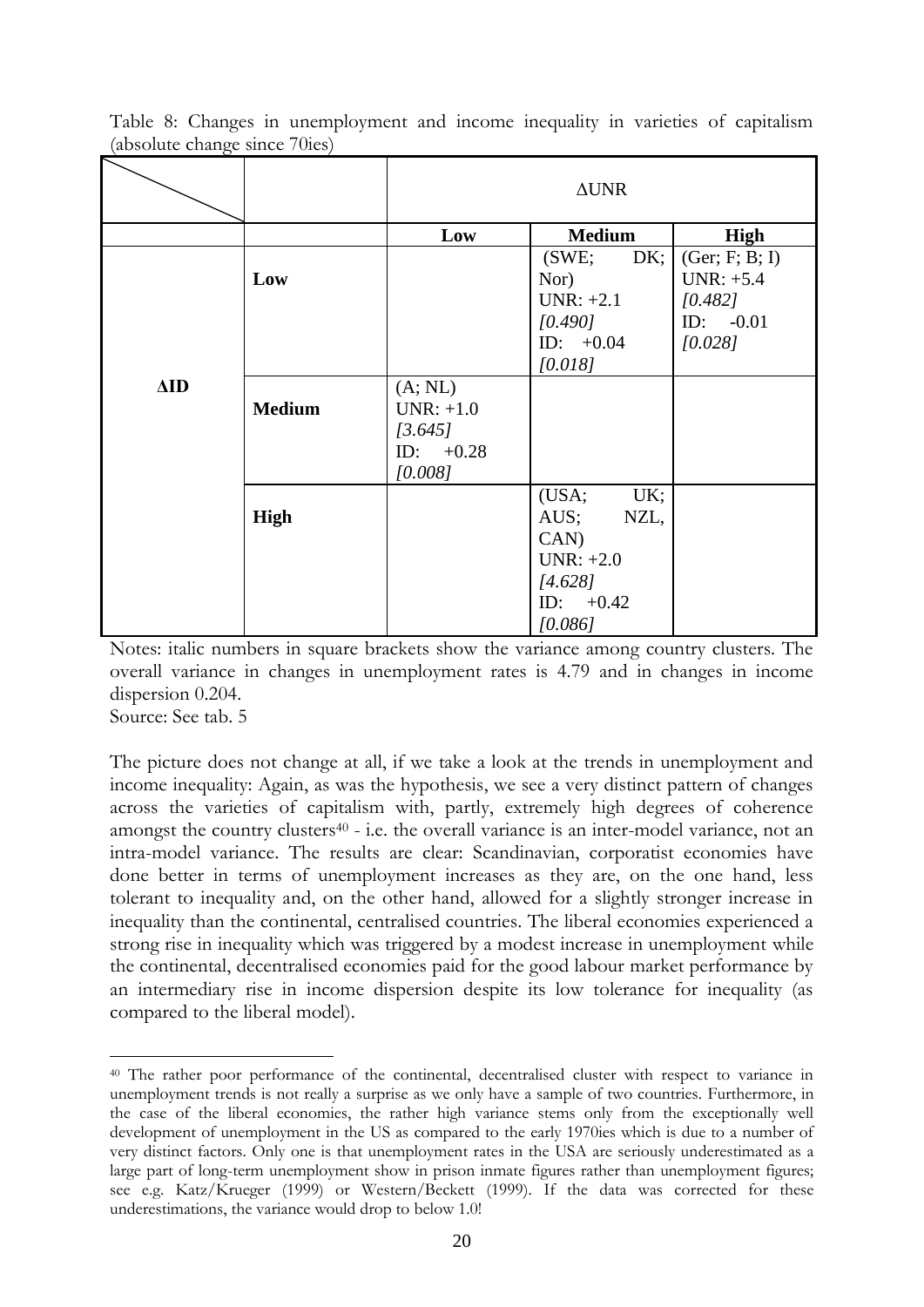Table 8: Changes in unemployment and income inequality in varieties of capitalism (absolute change since 70ies)

| | | ΔUNR | | |
|---|---|---|---|---|
| | | **Low** | **Medium** | **High** |
| **ΔID** | **Low** | | (SWE; DK; Nor) UNR: +2.1 *[0.490]* ID: +0.04 *[0.018]* | (Ger; F; B; I) UNR: +5.4 *[0.482]* ID: -0.01 *[0.028]* |
| | **Medium** | (A; NL) UNR: +1.0 *[3.645]* ID: +0.28 *[0.008]* | | |
| | **High** | | (USA; UK; AUS; NZL, CAN) UNR: +2.0 *[4.628]* ID: +0.42 *[0.086]* | |

Notes: italic numbers in square brackets show the variance among country clusters. The overall variance in changes in unemployment rates is 4.79 and in changes in income dispersion 0.204.

Source: See tab. 5

The picture does not change at all, if we take a look at the trends in unemployment and income inequality: Again, as was the hypothesis, we see a very distinct pattern of changes across the varieties of capitalism with, partly, extremely high degrees of coherence amongst the country clusters[40] - i.e. the overall variance is an inter-model variance, not an intra-model variance. The results are clear: Scandinavian, corporatist economies have done better in terms of unemployment increases as they are, on the one hand, less tolerant to inequality and, on the other hand, allowed for a slightly stronger increase in inequality than the continental, centralised countries. The liberal economies experienced a strong rise in inequality which was triggered by a modest increase in unemployment while the continental, decentralised economies paid for the good labour market performance by an intermediary rise in income dispersion despite its low tolerance for inequality (as compared to the liberal model).

[40] The rather poor performance of the continental, decentralised cluster with respect to variance in unemployment trends is not really a surprise as we only have a sample of two countries. Furthermore, in the case of the liberal economies, the rather high variance stems only from the exceptionally well development of unemployment in the US as compared to the early 1970ies which is due to a number of very distinct factors. Only one is that unemployment rates in the USA are seriously underestimated as a large part of long-term unemployment show in prison inmate figures rather than unemployment figures; see e.g. Katz/Krueger (1999) or Western/Beckett (1999). If the data was corrected for these underestimations, the variance would drop to below 1.0!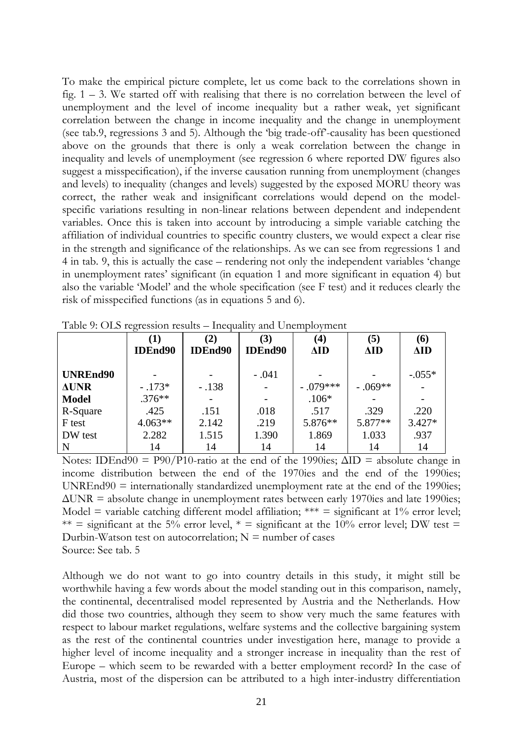To make the empirical picture complete, let us come back to the correlations shown in fig. 1 – 3. We started off with realising that there is no correlation between the level of unemployment and the level of income inequality but a rather weak, yet significant correlation between the change in income inequality and the change in unemployment (see tab.9, regressions 3 and 5). Although the 'big trade-off'-causality has been questioned above on the grounds that there is only a weak correlation between the change in inequality and levels of unemployment (see regression 6 where reported DW figures also suggest a misspecification), if the inverse causation running from unemployment (changes and levels) to inequality (changes and levels) suggested by the exposed MORU theory was correct, the rather weak and insignificant correlations would depend on the model-specific variations resulting in non-linear relations between dependent and independent variables. Once this is taken into account by introducing a simple variable catching the affiliation of individual countries to specific country clusters, we would expect a clear rise in the strength and significance of the relationships. As we can see from regressions 1 and 4 in tab. 9, this is actually the case – rendering not only the independent variables 'change in unemployment rates' significant (in equation 1 and more significant in equation 4) but also the variable 'Model' and the whole specification (see F test) and it reduces clearly the risk of misspecified functions (as in equations 5 and 6).

Table 9: OLS regression results – Inequality and Unemployment

| | (1) IDEnd90 | (2) IDEnd90 | (3) IDEnd90 | (4) ΔID | (5) ΔID | (6) ΔID |
|---|---|---|---|---|---|---|
| **UNREnd90** | - | - | - .041 | - | - | -.055* |
| **ΔUNR** | - .173* | - .138 | - | - .079*** | - .069** | - |
| **Model** | .376** | - | - | .106* | - | - |
| R-Square | .425 | .151 | .018 | .517 | .329 | .220 |
| F test | 4.063** | 2.142 | .219 | 5.876** | 5.877** | 3.427* |
| DW test | 2.282 | 1.515 | 1.390 | 1.869 | 1.033 | .937 |
| N | 14 | 14 | 14 | 14 | 14 | 14 |

Notes: IDEnd90 = P90/P10-ratio at the end of the 1990ies; ΔID = absolute change in income distribution between the end of the 1970ies and the end of the 1990ies; UNREnd90 = internationally standardized unemployment rate at the end of the 1990ies; ΔUNR = absolute change in unemployment rates between early 1970ies and late 1990ies; Model = variable catching different model affiliation; *** = significant at 1% error level; ** = significant at the 5% error level, * = significant at the 10% error level; DW test = Durbin-Watson test on autocorrelation; N = number of cases
Source: See tab. 5

Although we do not want to go into country details in this study, it might still be worthwhile having a few words about the model standing out in this comparison, namely, the continental, decentralised model represented by Austria and the Netherlands. How did those two countries, although they seem to show very much the same features with respect to labour market regulations, welfare systems and the collective bargaining system as the rest of the continental countries under investigation here, manage to provide a higher level of income inequality and a stronger increase in inequality than the rest of Europe – which seem to be rewarded with a better employment record? In the case of Austria, most of the dispersion can be attributed to a high inter-industry differentiation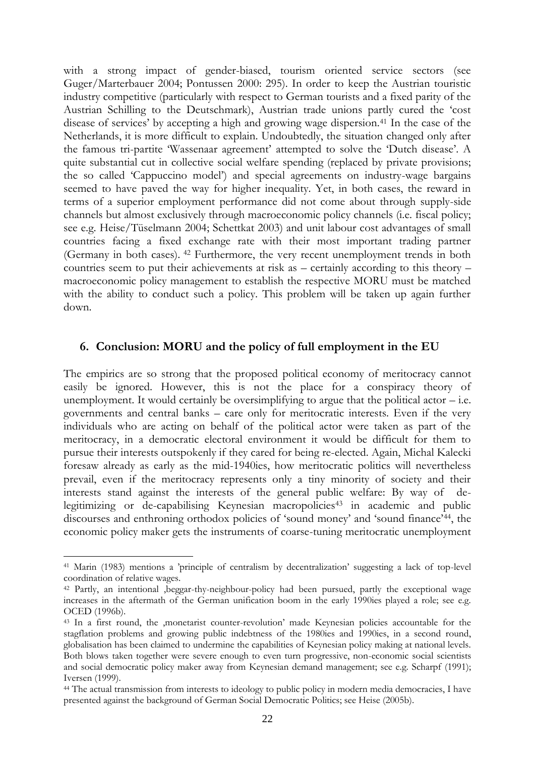with a strong impact of gender-biased, tourism oriented service sectors (see Guger/Marterbauer 2004; Pontussen 2000: 295). In order to keep the Austrian touristic industry competitive (particularly with respect to German tourists and a fixed parity of the Austrian Schilling to the Deutschmark), Austrian trade unions partly cured the 'cost disease of services' by accepting a high and growing wage dispersion.[41] In the case of the Netherlands, it is more difficult to explain. Undoubtedly, the situation changed only after the famous tri-partite 'Wassenaar agreement' attempted to solve the 'Dutch disease'. A quite substantial cut in collective social welfare spending (replaced by private provisions; the so called 'Cappuccino model') and special agreements on industry-wage bargains seemed to have paved the way for higher inequality. Yet, in both cases, the reward in terms of a superior employment performance did not come about through supply-side channels but almost exclusively through macroeconomic policy channels (i.e. fiscal policy; see e.g. Heise/Tüselmann 2004; Schettkat 2003) and unit labour cost advantages of small countries facing a fixed exchange rate with their most important trading partner (Germany in both cases). [42] Furthermore, the very recent unemployment trends in both countries seem to put their achievements at risk as – certainly according to this theory – macroeconomic policy management to establish the respective MORU must be matched with the ability to conduct such a policy. This problem will be taken up again further down.

## 6. Conclusion: MORU and the policy of full employment in the EU

The empirics are so strong that the proposed political economy of meritocracy cannot easily be ignored. However, this is not the place for a conspiracy theory of unemployment. It would certainly be oversimplifying to argue that the political actor – i.e. governments and central banks – care only for meritocratic interests. Even if the very individuals who are acting on behalf of the political actor were taken as part of the meritocracy, in a democratic electoral environment it would be difficult for them to pursue their interests outspokenly if they cared for being re-elected. Again, Michal Kalecki foresaw already as early as the mid-1940ies, how meritocratic politics will nevertheless prevail, even if the meritocracy represents only a tiny minority of society and their interests stand against the interests of the general public welfare: By way of de-legitimizing or de-capabilising Keynesian macropolicies[43] in academic and public discourses and enthroning orthodox policies of 'sound money' and 'sound finance'[44], the economic policy maker gets the instruments of coarse-tuning meritocratic unemployment

---

[41] Marin (1983) mentions a 'principle of centralism by decentralization' suggesting a lack of top-level coordination of relative wages.

[42] Partly, an intentional ‚beggar-thy-neighbour-policy had been pursued, partly the exceptional wage increases in the aftermath of the German unification boom in the early 1990ies played a role; see e.g. OCED (1996b).

[43] In a first round, the ‚monetarist counter-revolution' made Keynesian policies accountable for the stagflation problems and growing public indebtness of the 1980ies and 1990ies, in a second round, globalisation has been claimed to undermine the capabilities of Keynesian policy making at national levels. Both blows taken together were severe enough to even turn progressive, non-economic social scientists and social democratic policy maker away from Keynesian demand management; see e.g. Scharpf (1991); Iversen (1999).

[44] The actual transmission from interests to ideology to public policy in modern media democracies, I have presented against the background of German Social Democratic Politics; see Heise (2005b).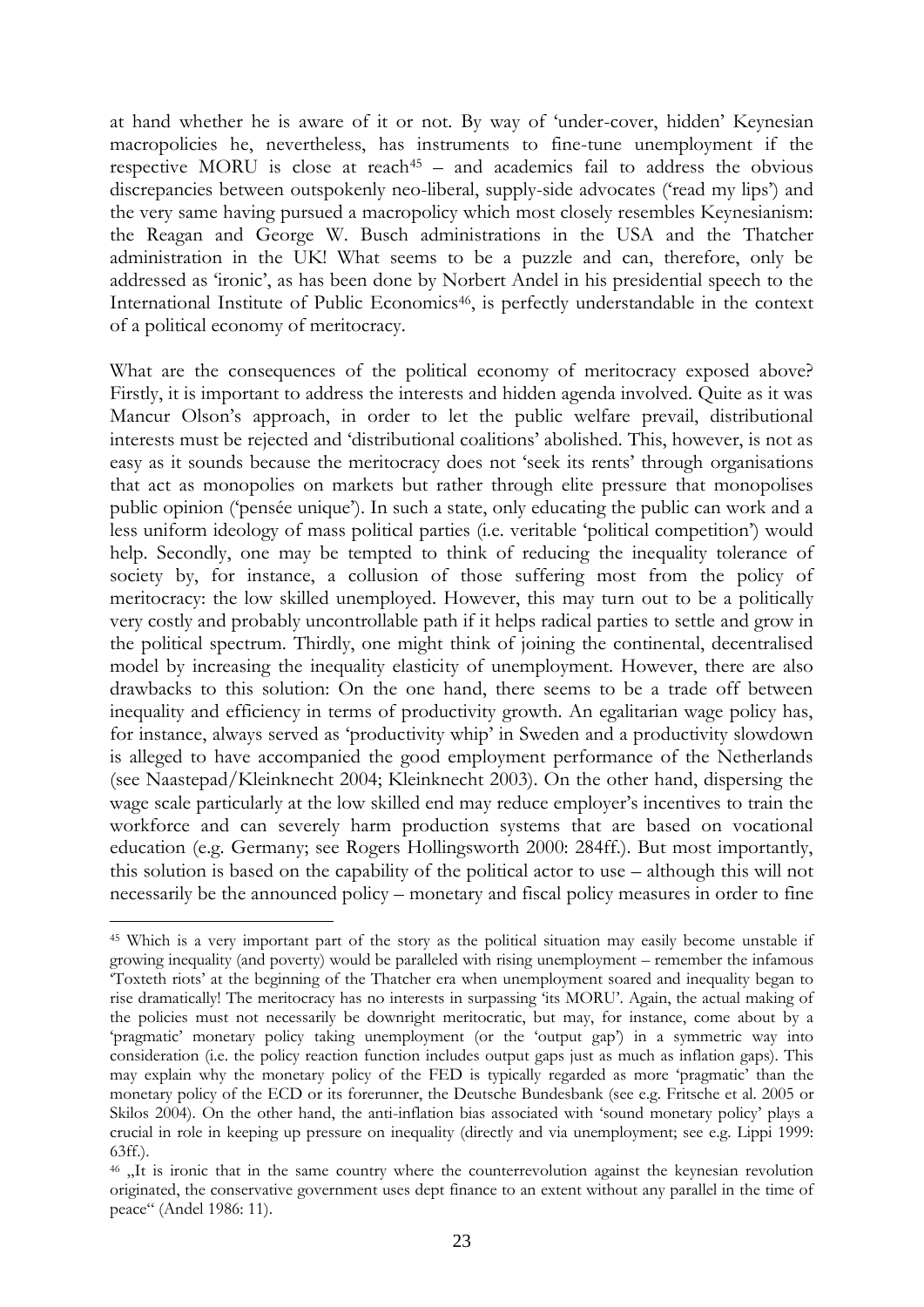at hand whether he is aware of it or not. By way of 'under-cover, hidden' Keynesian macropolicies he, nevertheless, has instruments to fine-tune unemployment if the respective MORU is close at reach[45] – and academics fail to address the obvious discrepancies between outspokenly neo-liberal, supply-side advocates ('read my lips') and the very same having pursued a macropolicy which most closely resembles Keynesianism: the Reagan and George W. Busch administrations in the USA and the Thatcher administration in the UK! What seems to be a puzzle and can, therefore, only be addressed as 'ironic', as has been done by Norbert Andel in his presidential speech to the International Institute of Public Economics[46], is perfectly understandable in the context of a political economy of meritocracy.

What are the consequences of the political economy of meritocracy exposed above? Firstly, it is important to address the interests and hidden agenda involved. Quite as it was Mancur Olson's approach, in order to let the public welfare prevail, distributional interests must be rejected and 'distributional coalitions' abolished. This, however, is not as easy as it sounds because the meritocracy does not 'seek its rents' through organisations that act as monopolies on markets but rather through elite pressure that monopolises public opinion ('pensée unique'). In such a state, only educating the public can work and a less uniform ideology of mass political parties (i.e. veritable 'political competition') would help. Secondly, one may be tempted to think of reducing the inequality tolerance of society by, for instance, a collusion of those suffering most from the policy of meritocracy: the low skilled unemployed. However, this may turn out to be a politically very costly and probably uncontrollable path if it helps radical parties to settle and grow in the political spectrum. Thirdly, one might think of joining the continental, decentralised model by increasing the inequality elasticity of unemployment. However, there are also drawbacks to this solution: On the one hand, there seems to be a trade off between inequality and efficiency in terms of productivity growth. An egalitarian wage policy has, for instance, always served as 'productivity whip' in Sweden and a productivity slowdown is alleged to have accompanied the good employment performance of the Netherlands (see Naastepad/Kleinknecht 2004; Kleinknecht 2003). On the other hand, dispersing the wage scale particularly at the low skilled end may reduce employer's incentives to train the workforce and can severely harm production systems that are based on vocational education (e.g. Germany; see Rogers Hollingsworth 2000: 284ff.). But most importantly, this solution is based on the capability of the political actor to use – although this will not necessarily be the announced policy – monetary and fiscal policy measures in order to fine

---

[45] Which is a very important part of the story as the political situation may easily become unstable if growing inequality (and poverty) would be paralleled with rising unemployment – remember the infamous 'Toxteth riots' at the beginning of the Thatcher era when unemployment soared and inequality began to rise dramatically! The meritocracy has no interests in surpassing 'its MORU'. Again, the actual making of the policies must not necessarily be downright meritocratic, but may, for instance, come about by a 'pragmatic' monetary policy taking unemployment (or the 'output gap') in a symmetric way into consideration (i.e. the policy reaction function includes output gaps just as much as inflation gaps). This may explain why the monetary policy of the FED is typically regarded as more 'pragmatic' than the monetary policy of the ECD or its forerunner, the Deutsche Bundesbank (see e.g. Fritsche et al. 2005 or Skilos 2004). On the other hand, the anti-inflation bias associated with 'sound monetary policy' plays a crucial in role in keeping up pressure on inequality (directly and via unemployment; see e.g. Lippi 1999: 63ff.).

[46] „It is ironic that in the same country where the counterrevolution against the keynesian revolution originated, the conservative government uses dept finance to an extent without any parallel in the time of peace" (Andel 1986: 11).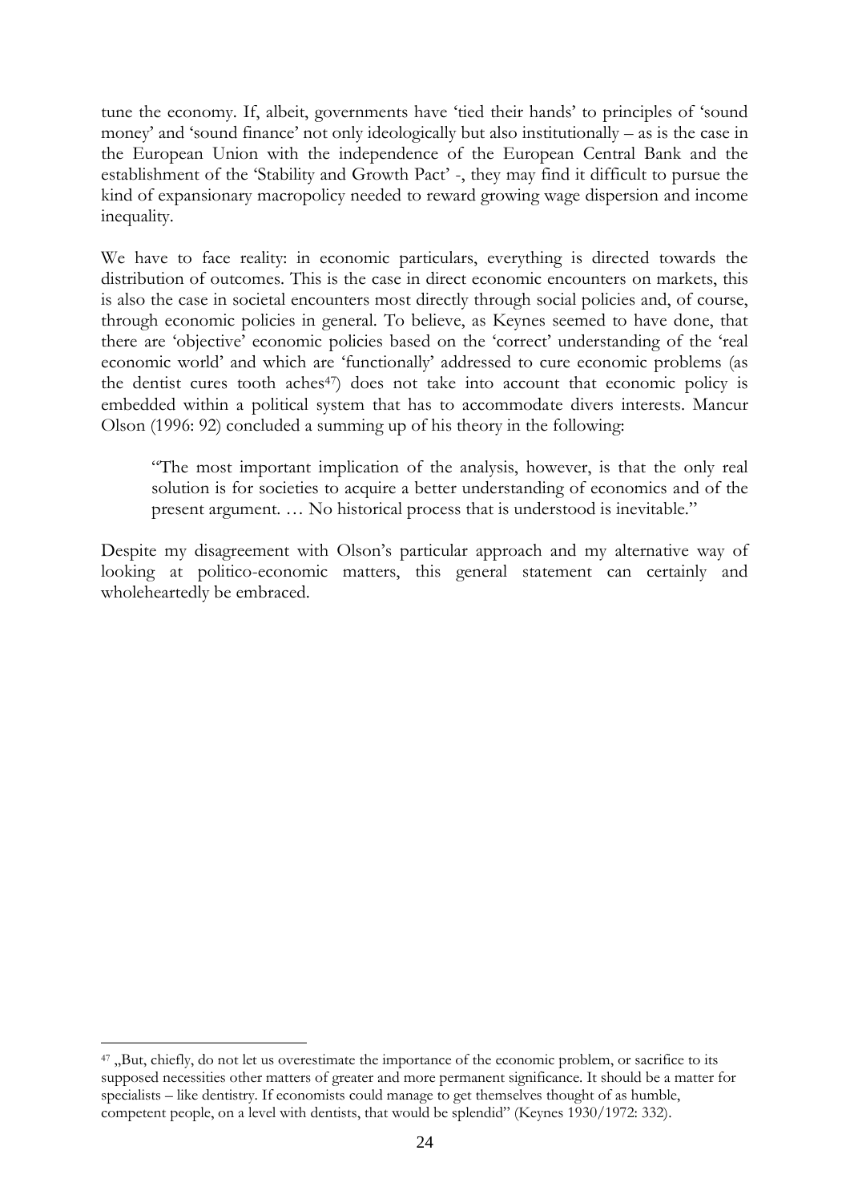tune the economy. If, albeit, governments have 'tied their hands' to principles of 'sound money' and 'sound finance' not only ideologically but also institutionally – as is the case in the European Union with the independence of the European Central Bank and the establishment of the 'Stability and Growth Pact' -, they may find it difficult to pursue the kind of expansionary macropolicy needed to reward growing wage dispersion and income inequality.

We have to face reality: in economic particulars, everything is directed towards the distribution of outcomes. This is the case in direct economic encounters on markets, this is also the case in societal encounters most directly through social policies and, of course, through economic policies in general. To believe, as Keynes seemed to have done, that there are 'objective' economic policies based on the 'correct' understanding of the 'real economic world' and which are 'functionally' addressed to cure economic problems (as the dentist cures tooth aches[47]) does not take into account that economic policy is embedded within a political system that has to accommodate divers interests. Mancur Olson (1996: 92) concluded a summing up of his theory in the following:

> "The most important implication of the analysis, however, is that the only real solution is for societies to acquire a better understanding of economics and of the present argument. … No historical process that is understood is inevitable."

Despite my disagreement with Olson's particular approach and my alternative way of looking at politico-economic matters, this general statement can certainly and wholeheartedly be embraced.

---

[47] „But, chiefly, do not let us overestimate the importance of the economic problem, or sacrifice to its supposed necessities other matters of greater and more permanent significance. It should be a matter for specialists – like dentistry. If economists could manage to get themselves thought of as humble, competent people, on a level with dentists, that would be splendid" (Keynes 1930/1972: 332).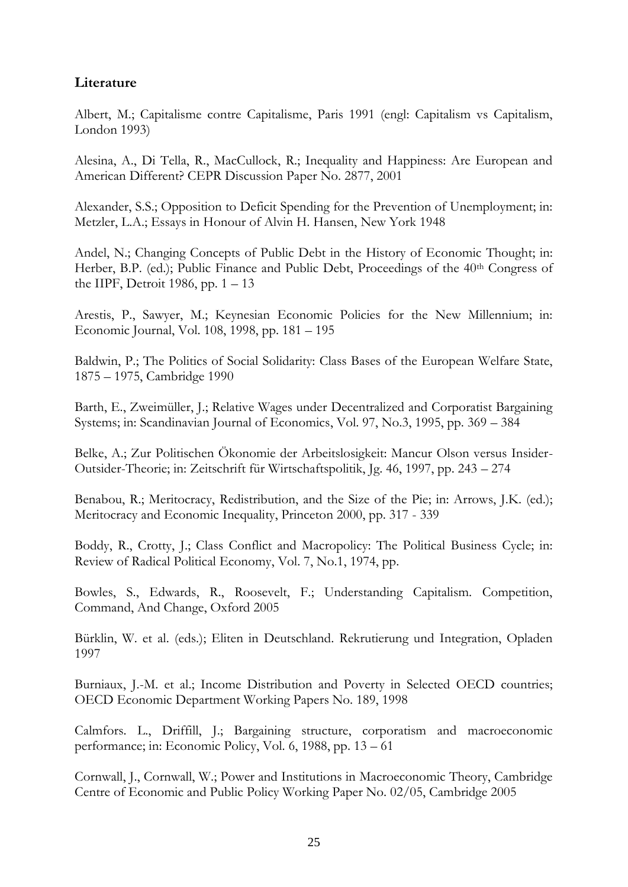**Literature**

Albert, M.; Capitalisme contre Capitalisme, Paris 1991 (engl: Capitalism vs Capitalism, London 1993)

Alesina, A., Di Tella, R., MacCullock, R.; Inequality and Happiness: Are European and American Different? CEPR Discussion Paper No. 2877, 2001

Alexander, S.S.; Opposition to Deficit Spending for the Prevention of Unemployment; in: Metzler, L.A.; Essays in Honour of Alvin H. Hansen, New York 1948

Andel, N.; Changing Concepts of Public Debt in the History of Economic Thought; in: Herber, B.P. (ed.); Public Finance and Public Debt, Proceedings of the 40th Congress of the IIPF, Detroit 1986, pp. 1 – 13

Arestis, P., Sawyer, M.; Keynesian Economic Policies for the New Millennium; in: Economic Journal, Vol. 108, 1998, pp. 181 – 195

Baldwin, P.; The Politics of Social Solidarity: Class Bases of the European Welfare State, 1875 – 1975, Cambridge 1990

Barth, E., Zweimüller, J.; Relative Wages under Decentralized and Corporatist Bargaining Systems; in: Scandinavian Journal of Economics, Vol. 97, No.3, 1995, pp. 369 – 384

Belke, A.; Zur Politischen Ökonomie der Arbeitslosigkeit: Mancur Olson versus Insider-Outsider-Theorie; in: Zeitschrift für Wirtschaftspolitik, Jg. 46, 1997, pp. 243 – 274

Benabou, R.; Meritocracy, Redistribution, and the Size of the Pie; in: Arrows, J.K. (ed.); Meritocracy and Economic Inequality, Princeton 2000, pp. 317 - 339

Boddy, R., Crotty, J.; Class Conflict and Macropolicy: The Political Business Cycle; in: Review of Radical Political Economy, Vol. 7, No.1, 1974, pp.

Bowles, S., Edwards, R., Roosevelt, F.; Understanding Capitalism. Competition, Command, And Change, Oxford 2005

Bürklin, W. et al. (eds.); Eliten in Deutschland. Rekrutierung und Integration, Opladen 1997

Burniaux, J.-M. et al.; Income Distribution and Poverty in Selected OECD countries; OECD Economic Department Working Papers No. 189, 1998

Calmfors. L., Driffill, J.; Bargaining structure, corporatism and macroeconomic performance; in: Economic Policy, Vol. 6, 1988, pp. 13 – 61

Cornwall, J., Cornwall, W.; Power and Institutions in Macroeconomic Theory, Cambridge Centre of Economic and Public Policy Working Paper No. 02/05, Cambridge 2005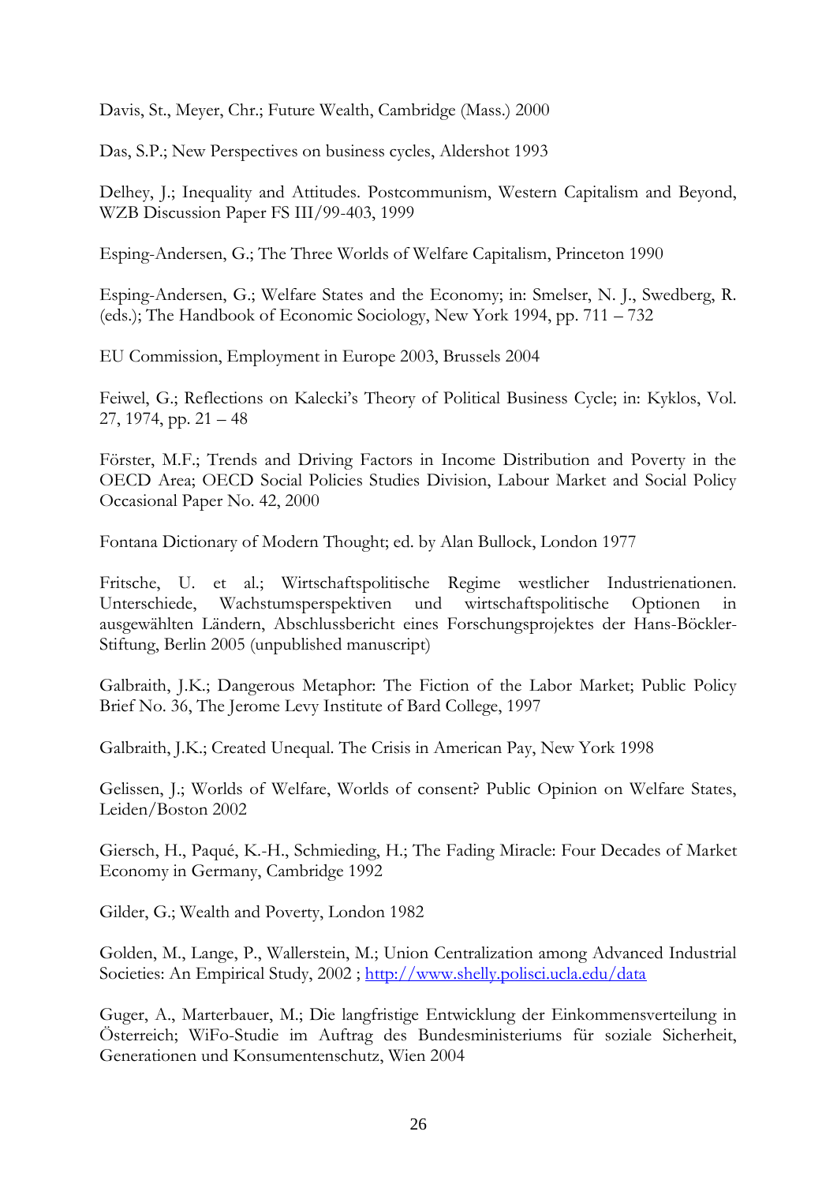Davis, St., Meyer, Chr.; Future Wealth, Cambridge (Mass.) 2000

Das, S.P.; New Perspectives on business cycles, Aldershot 1993

Delhey, J.; Inequality and Attitudes. Postcommunism, Western Capitalism and Beyond, WZB Discussion Paper FS III/99-403, 1999

Esping-Andersen, G.; The Three Worlds of Welfare Capitalism, Princeton 1990

Esping-Andersen, G.; Welfare States and the Economy; in: Smelser, N. J., Swedberg, R. (eds.); The Handbook of Economic Sociology, New York 1994, pp. 711 – 732

EU Commission, Employment in Europe 2003, Brussels 2004

Feiwel, G.; Reflections on Kalecki's Theory of Political Business Cycle; in: Kyklos, Vol. 27, 1974, pp. 21 – 48

Förster, M.F.; Trends and Driving Factors in Income Distribution and Poverty in the OECD Area; OECD Social Policies Studies Division, Labour Market and Social Policy Occasional Paper No. 42, 2000

Fontana Dictionary of Modern Thought; ed. by Alan Bullock, London 1977

Fritsche, U. et al.; Wirtschaftspolitische Regime westlicher Industrienationen. Unterschiede, Wachstumsperspektiven und wirtschaftspolitische Optionen in ausgewählten Ländern, Abschlussbericht eines Forschungsprojektes der Hans-Böckler-Stiftung, Berlin 2005 (unpublished manuscript)

Galbraith, J.K.; Dangerous Metaphor: The Fiction of the Labor Market; Public Policy Brief No. 36, The Jerome Levy Institute of Bard College, 1997

Galbraith, J.K.; Created Unequal. The Crisis in American Pay, New York 1998

Gelissen, J.; Worlds of Welfare, Worlds of consent? Public Opinion on Welfare States, Leiden/Boston 2002

Giersch, H., Paqué, K.-H., Schmieding, H.; The Fading Miracle: Four Decades of Market Economy in Germany, Cambridge 1992

Gilder, G.; Wealth and Poverty, London 1982

Golden, M., Lange, P., Wallerstein, M.; Union Centralization among Advanced Industrial Societies: An Empirical Study, 2002 ; http://www.shelly.polisci.ucla.edu/data

Guger, A., Marterbauer, M.; Die langfristige Entwicklung der Einkommensverteilung in Österreich; WiFo-Studie im Auftrag des Bundesministeriums für soziale Sicherheit, Generationen und Konsumentenschutz, Wien 2004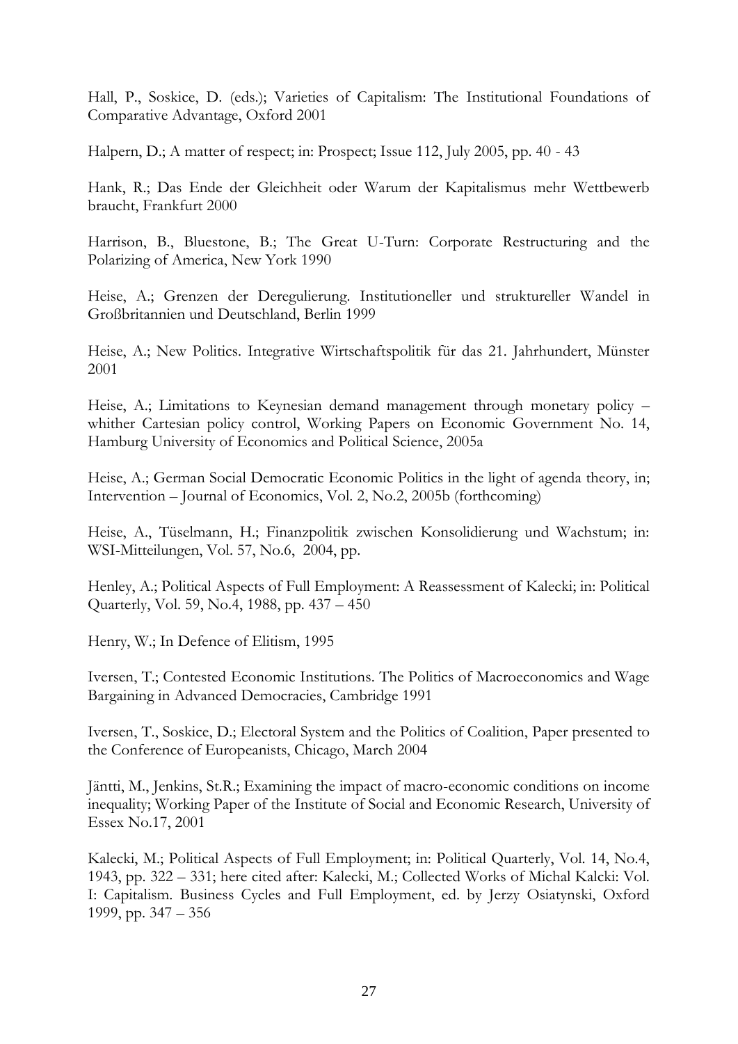Hall, P., Soskice, D. (eds.); Varieties of Capitalism: The Institutional Foundations of Comparative Advantage, Oxford 2001

Halpern, D.; A matter of respect; in: Prospect; Issue 112, July 2005, pp. 40 - 43

Hank, R.; Das Ende der Gleichheit oder Warum der Kapitalismus mehr Wettbewerb braucht, Frankfurt 2000

Harrison, B., Bluestone, B.; The Great U-Turn: Corporate Restructuring and the Polarizing of America, New York 1990

Heise, A.; Grenzen der Deregulierung. Institutioneller und struktureller Wandel in Großbritannien und Deutschland, Berlin 1999

Heise, A.; New Politics. Integrative Wirtschaftspolitik für das 21. Jahrhundert, Münster 2001

Heise, A.; Limitations to Keynesian demand management through monetary policy – whither Cartesian policy control, Working Papers on Economic Government No. 14, Hamburg University of Economics and Political Science, 2005a

Heise, A.; German Social Democratic Economic Politics in the light of agenda theory, in; Intervention – Journal of Economics, Vol. 2, No.2, 2005b (forthcoming)

Heise, A., Tüselmann, H.; Finanzpolitik zwischen Konsolidierung und Wachstum; in: WSI-Mitteilungen, Vol. 57, No.6, 2004, pp.

Henley, A.; Political Aspects of Full Employment: A Reassessment of Kalecki; in: Political Quarterly, Vol. 59, No.4, 1988, pp. 437 – 450

Henry, W.; In Defence of Elitism, 1995

Iversen, T.; Contested Economic Institutions. The Politics of Macroeconomics and Wage Bargaining in Advanced Democracies, Cambridge 1991

Iversen, T., Soskice, D.; Electoral System and the Politics of Coalition, Paper presented to the Conference of Europeanists, Chicago, March 2004

Jäntti, M., Jenkins, St.R.; Examining the impact of macro-economic conditions on income inequality; Working Paper of the Institute of Social and Economic Research, University of Essex No.17, 2001

Kalecki, M.; Political Aspects of Full Employment; in: Political Quarterly, Vol. 14, No.4, 1943, pp. 322 – 331; here cited after: Kalecki, M.; Collected Works of Michal Kalcki: Vol. I: Capitalism. Business Cycles and Full Employment, ed. by Jerzy Osiatynski, Oxford 1999, pp. 347 – 356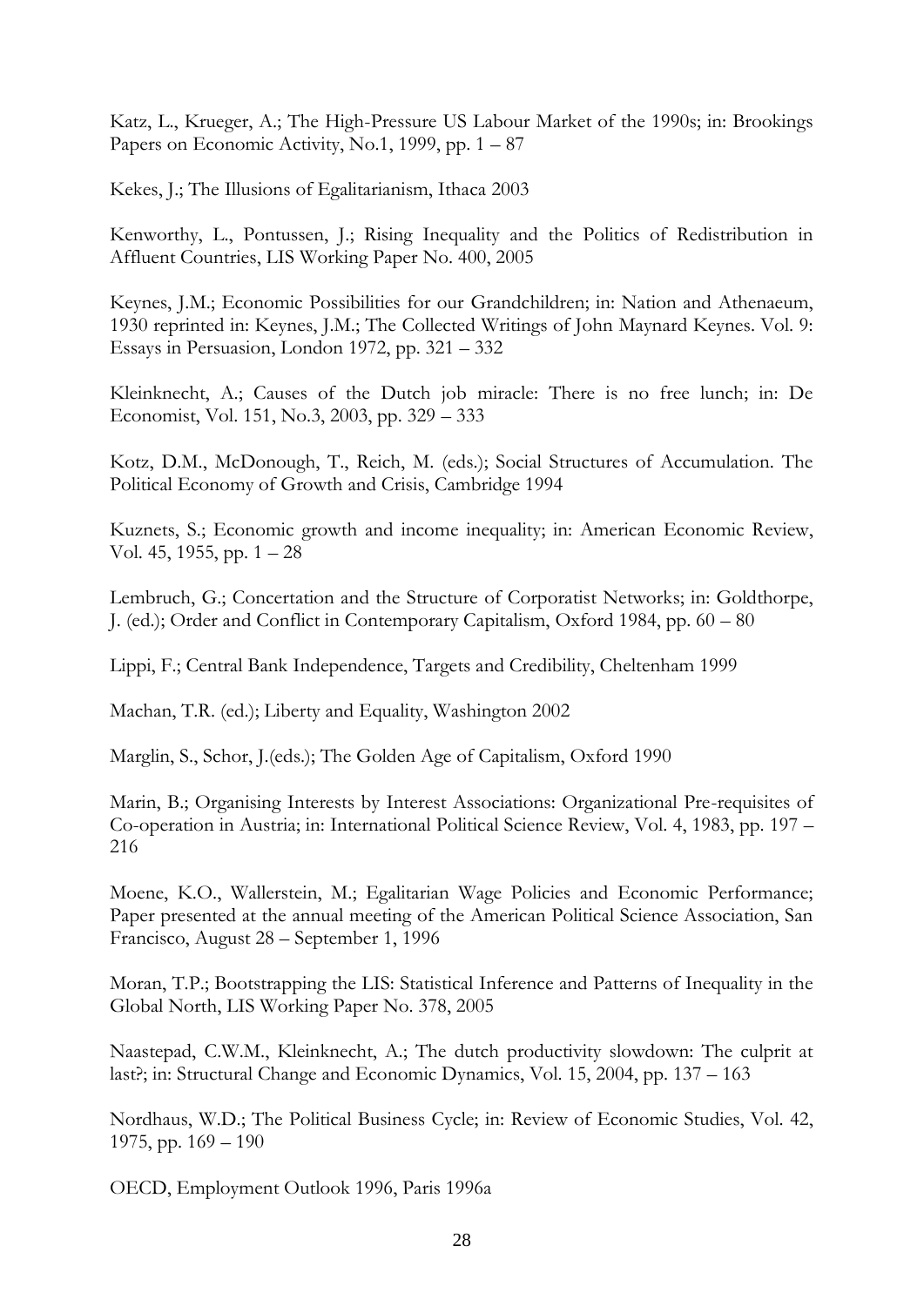Katz, L., Krueger, A.; The High-Pressure US Labour Market of the 1990s; in: Brookings Papers on Economic Activity, No.1, 1999, pp. 1 – 87

Kekes, J.; The Illusions of Egalitarianism, Ithaca 2003

Kenworthy, L., Pontussen, J.; Rising Inequality and the Politics of Redistribution in Affluent Countries, LIS Working Paper No. 400, 2005

Keynes, J.M.; Economic Possibilities for our Grandchildren; in: Nation and Athenaeum, 1930 reprinted in: Keynes, J.M.; The Collected Writings of John Maynard Keynes. Vol. 9: Essays in Persuasion, London 1972, pp. 321 – 332

Kleinknecht, A.; Causes of the Dutch job miracle: There is no free lunch; in: De Economist, Vol. 151, No.3, 2003, pp. 329 – 333

Kotz, D.M., McDonough, T., Reich, M. (eds.); Social Structures of Accumulation. The Political Economy of Growth and Crisis, Cambridge 1994

Kuznets, S.; Economic growth and income inequality; in: American Economic Review, Vol. 45, 1955, pp. 1 – 28

Lembruch, G.; Concertation and the Structure of Corporatist Networks; in: Goldthorpe, J. (ed.); Order and Conflict in Contemporary Capitalism, Oxford 1984, pp. 60 – 80

Lippi, F.; Central Bank Independence, Targets and Credibility, Cheltenham 1999

Machan, T.R. (ed.); Liberty and Equality, Washington 2002

Marglin, S., Schor, J.(eds.); The Golden Age of Capitalism, Oxford 1990

Marin, B.; Organising Interests by Interest Associations: Organizational Pre-requisites of Co-operation in Austria; in: International Political Science Review, Vol. 4, 1983, pp. 197 – 216

Moene, K.O., Wallerstein, M.; Egalitarian Wage Policies and Economic Performance; Paper presented at the annual meeting of the American Political Science Association, San Francisco, August 28 – September 1, 1996

Moran, T.P.; Bootstrapping the LIS: Statistical Inference and Patterns of Inequality in the Global North, LIS Working Paper No. 378, 2005

Naastepad, C.W.M., Kleinknecht, A.; The dutch productivity slowdown: The culprit at last?; in: Structural Change and Economic Dynamics, Vol. 15, 2004, pp. 137 – 163

Nordhaus, W.D.; The Political Business Cycle; in: Review of Economic Studies, Vol. 42, 1975, pp. 169 – 190

OECD, Employment Outlook 1996, Paris 1996a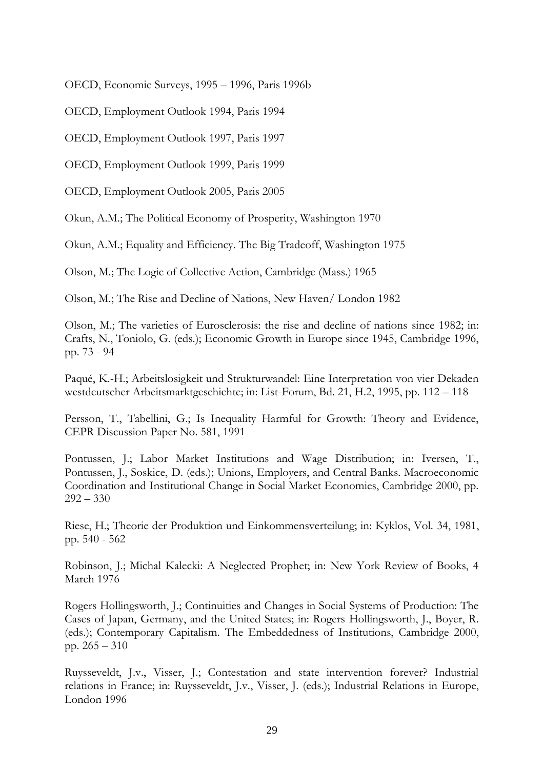OECD, Economic Surveys, 1995 – 1996, Paris 1996b

OECD, Employment Outlook 1994, Paris 1994

OECD, Employment Outlook 1997, Paris 1997

OECD, Employment Outlook 1999, Paris 1999

OECD, Employment Outlook 2005, Paris 2005

Okun, A.M.; The Political Economy of Prosperity, Washington 1970

Okun, A.M.; Equality and Efficiency. The Big Tradeoff, Washington 1975

Olson, M.; The Logic of Collective Action, Cambridge (Mass.) 1965

Olson, M.; The Rise and Decline of Nations, New Haven/ London 1982

Olson, M.; The varieties of Eurosclerosis: the rise and decline of nations since 1982; in: Crafts, N., Toniolo, G. (eds.); Economic Growth in Europe since 1945, Cambridge 1996, pp. 73 - 94

Paqué, K.-H.; Arbeitslosigkeit und Strukturwandel: Eine Interpretation von vier Dekaden westdeutscher Arbeitsmarktgeschichte; in: List-Forum, Bd. 21, H.2, 1995, pp. 112 – 118

Persson, T., Tabellini, G.; Is Inequality Harmful for Growth: Theory and Evidence, CEPR Discussion Paper No. 581, 1991

Pontussen, J.; Labor Market Institutions and Wage Distribution; in: Iversen, T., Pontussen, J., Soskice, D. (eds.); Unions, Employers, and Central Banks. Macroeconomic Coordination and Institutional Change in Social Market Economies, Cambridge 2000, pp. 292 – 330

Riese, H.; Theorie der Produktion und Einkommensverteilung; in: Kyklos, Vol. 34, 1981, pp. 540 - 562

Robinson, J.; Michal Kalecki: A Neglected Prophet; in: New York Review of Books, 4 March 1976

Rogers Hollingsworth, J.; Continuities and Changes in Social Systems of Production: The Cases of Japan, Germany, and the United States; in: Rogers Hollingsworth, J., Boyer, R. (eds.); Contemporary Capitalism. The Embeddedness of Institutions, Cambridge 2000, pp. 265 – 310

Ruysseveldt, J.v., Visser, J.; Contestation and state intervention forever? Industrial relations in France; in: Ruysseveldt, J.v., Visser, J. (eds.); Industrial Relations in Europe, London 1996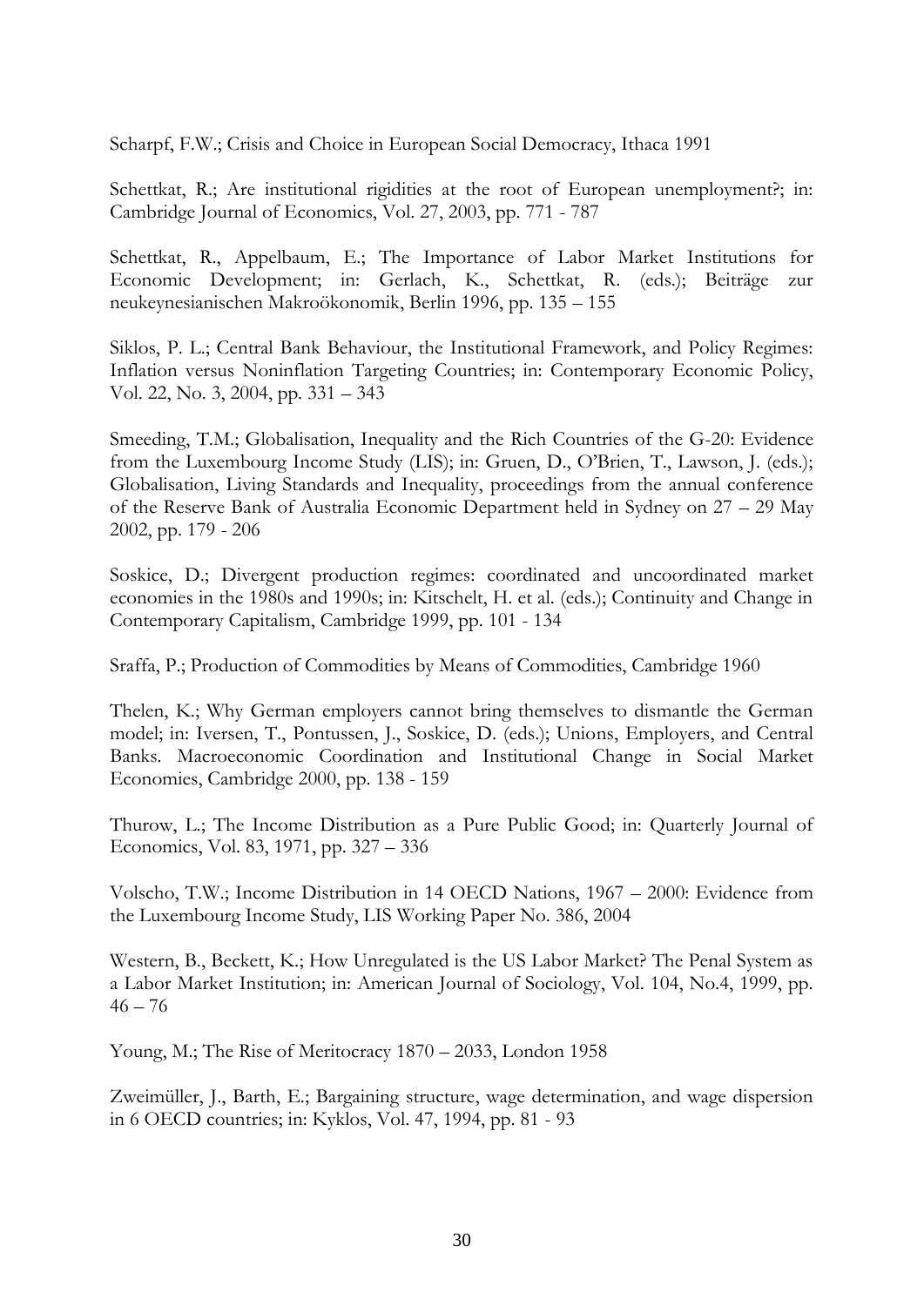Scharpf, F.W.; Crisis and Choice in European Social Democracy, Ithaca 1991

Schettkat, R.; Are institutional rigidities at the root of European unemployment?; in: Cambridge Journal of Economics, Vol. 27, 2003, pp. 771 - 787

Schettkat, R., Appelbaum, E.; The Importance of Labor Market Institutions for Economic Development; in: Gerlach, K., Schettkat, R. (eds.); Beiträge zur neukeynesianischen Makroökonomik, Berlin 1996, pp. 135 – 155

Siklos, P. L.; Central Bank Behaviour, the Institutional Framework, and Policy Regimes: Inflation versus Noninflation Targeting Countries; in: Contemporary Economic Policy, Vol. 22, No. 3, 2004, pp. 331 – 343

Smeeding, T.M.; Globalisation, Inequality and the Rich Countries of the G-20: Evidence from the Luxembourg Income Study (LIS); in: Gruen, D., O'Brien, T., Lawson, J. (eds.); Globalisation, Living Standards and Inequality, proceedings from the annual conference of the Reserve Bank of Australia Economic Department held in Sydney on 27 – 29 May 2002, pp. 179 - 206

Soskice, D.; Divergent production regimes: coordinated and uncoordinated market economies in the 1980s and 1990s; in: Kitschelt, H. et al. (eds.); Continuity and Change in Contemporary Capitalism, Cambridge 1999, pp. 101 - 134

Sraffa, P.; Production of Commodities by Means of Commodities, Cambridge 1960

Thelen, K.; Why German employers cannot bring themselves to dismantle the German model; in: Iversen, T., Pontussen, J., Soskice, D. (eds.); Unions, Employers, and Central Banks. Macroeconomic Coordination and Institutional Change in Social Market Economies, Cambridge 2000, pp. 138 - 159

Thurow, L.; The Income Distribution as a Pure Public Good; in: Quarterly Journal of Economics, Vol. 83, 1971, pp. 327 – 336

Volscho, T.W.; Income Distribution in 14 OECD Nations, 1967 – 2000: Evidence from the Luxembourg Income Study, LIS Working Paper No. 386, 2004

Western, B., Beckett, K.; How Unregulated is the US Labor Market? The Penal System as a Labor Market Institution; in: American Journal of Sociology, Vol. 104, No.4, 1999, pp. 46 – 76

Young, M.; The Rise of Meritocracy 1870 – 2033, London 1958

Zweimüller, J., Barth, E.; Bargaining structure, wage determination, and wage dispersion in 6 OECD countries; in: Kyklos, Vol. 47, 1994, pp. 81 - 93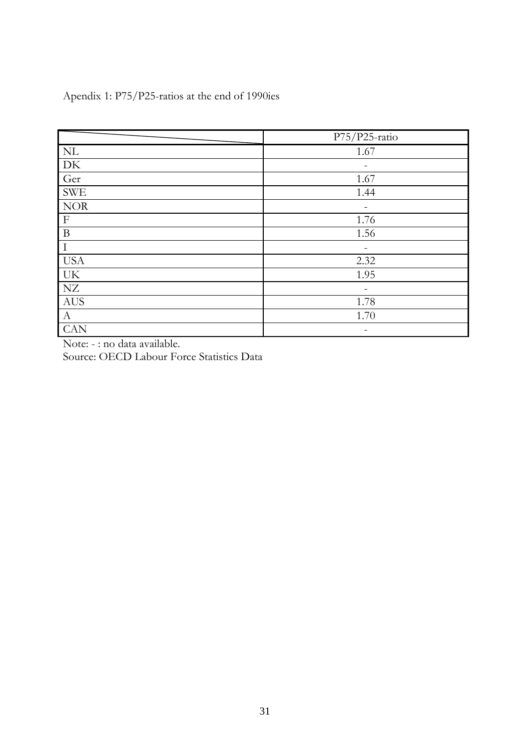Apendix 1: P75/P25-ratios at the end of 1990ies

| | P75/P25-ratio |
|---|---|
| NL | 1.67 |
| DK | - |
| Ger | 1.67 |
| SWE | 1.44 |
| NOR | - |
| F | 1.76 |
| B | 1.56 |
| I | - |
| USA | 2.32 |
| UK | 1.95 |
| NZ | - |
| AUS | 1.78 |
| A | 1.70 |
| CAN | - |

Note: - : no data available.

Source: OECD Labour Force Statistics Data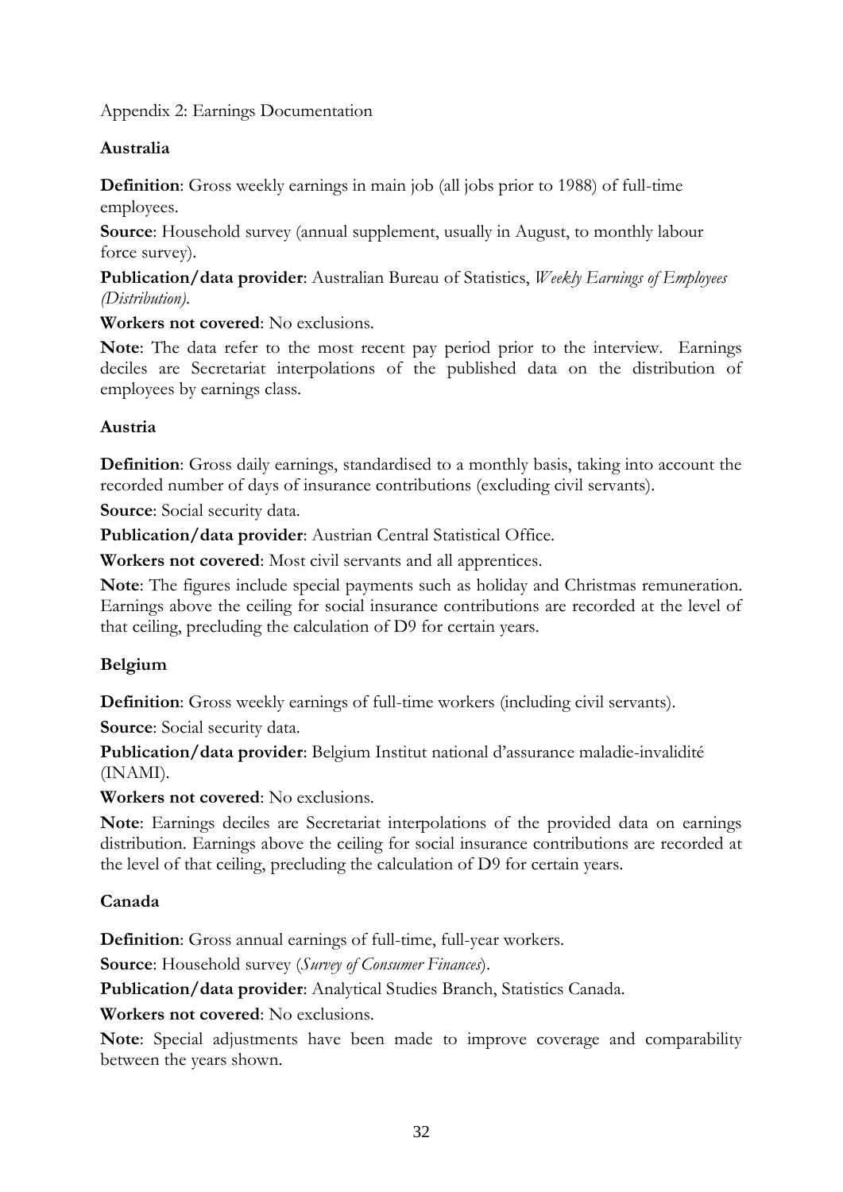Appendix 2: Earnings Documentation

## Australia

**Definition**: Gross weekly earnings in main job (all jobs prior to 1988) of full-time employees.

**Source**: Household survey (annual supplement, usually in August, to monthly labour force survey).

**Publication/data provider**: Australian Bureau of Statistics, *Weekly Earnings of Employees (Distribution)*.

**Workers not covered**: No exclusions.

**Note**: The data refer to the most recent pay period prior to the interview. Earnings deciles are Secretariat interpolations of the published data on the distribution of employees by earnings class.

## Austria

**Definition**: Gross daily earnings, standardised to a monthly basis, taking into account the recorded number of days of insurance contributions (excluding civil servants).

**Source**: Social security data.

**Publication/data provider**: Austrian Central Statistical Office.

**Workers not covered**: Most civil servants and all apprentices.

**Note**: The figures include special payments such as holiday and Christmas remuneration. Earnings above the ceiling for social insurance contributions are recorded at the level of that ceiling, precluding the calculation of D9 for certain years.

## Belgium

**Definition**: Gross weekly earnings of full-time workers (including civil servants).

**Source**: Social security data.

**Publication/data provider**: Belgium Institut national d'assurance maladie-invalidité (INAMI).

**Workers not covered**: No exclusions.

**Note**: Earnings deciles are Secretariat interpolations of the provided data on earnings distribution. Earnings above the ceiling for social insurance contributions are recorded at the level of that ceiling, precluding the calculation of D9 for certain years.

## Canada

**Definition**: Gross annual earnings of full-time, full-year workers.

**Source**: Household survey (*Survey of Consumer Finances*).

**Publication/data provider**: Analytical Studies Branch, Statistics Canada.

**Workers not covered**: No exclusions.

**Note**: Special adjustments have been made to improve coverage and comparability between the years shown.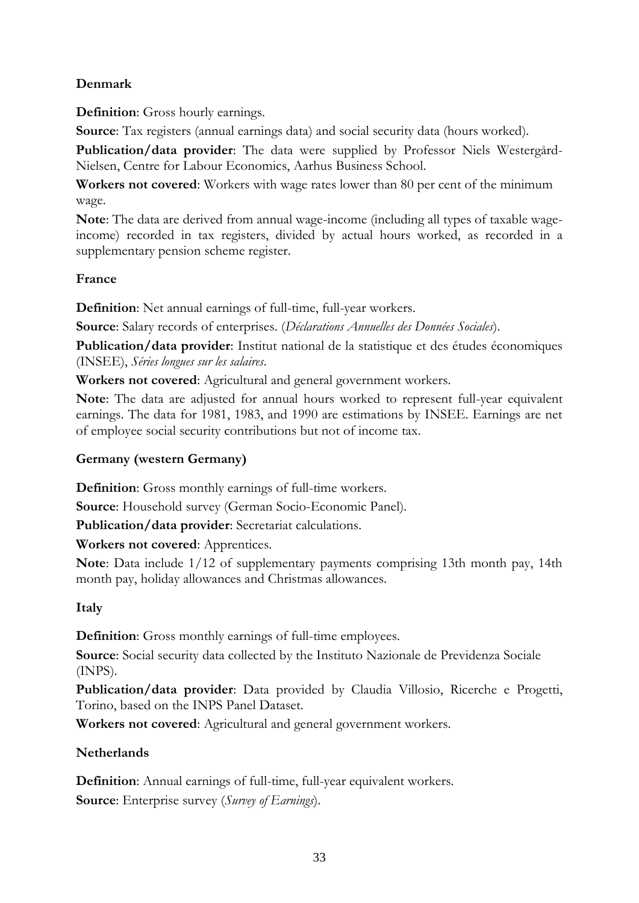**Denmark**

**Definition**: Gross hourly earnings.

**Source**: Tax registers (annual earnings data) and social security data (hours worked).

**Publication/data provider**: The data were supplied by Professor Niels Westergård-Nielsen, Centre for Labour Economics, Aarhus Business School.

**Workers not covered**: Workers with wage rates lower than 80 per cent of the minimum wage.

**Note**: The data are derived from annual wage-income (including all types of taxable wage-income) recorded in tax registers, divided by actual hours worked, as recorded in a supplementary pension scheme register.

**France**

**Definition**: Net annual earnings of full-time, full-year workers.

**Source**: Salary records of enterprises. (*Déclarations Annuelles des Données Sociales*).

**Publication/data provider**: Institut national de la statistique et des études économiques (INSEE), *Séries longues sur les salaires*.

**Workers not covered**: Agricultural and general government workers.

**Note**: The data are adjusted for annual hours worked to represent full-year equivalent earnings. The data for 1981, 1983, and 1990 are estimations by INSEE. Earnings are net of employee social security contributions but not of income tax.

**Germany (western Germany)**

**Definition**: Gross monthly earnings of full-time workers.

**Source**: Household survey (German Socio-Economic Panel).

**Publication/data provider**: Secretariat calculations.

**Workers not covered**: Apprentices.

**Note**: Data include 1/12 of supplementary payments comprising 13th month pay, 14th month pay, holiday allowances and Christmas allowances.

**Italy**

**Definition**: Gross monthly earnings of full-time employees.

**Source**: Social security data collected by the Instituto Nazionale de Previdenza Sociale (INPS).

**Publication/data provider**: Data provided by Claudia Villosio, Ricerche e Progetti, Torino, based on the INPS Panel Dataset.

**Workers not covered**: Agricultural and general government workers.

**Netherlands**

**Definition**: Annual earnings of full-time, full-year equivalent workers.

**Source**: Enterprise survey (*Survey of Earnings*).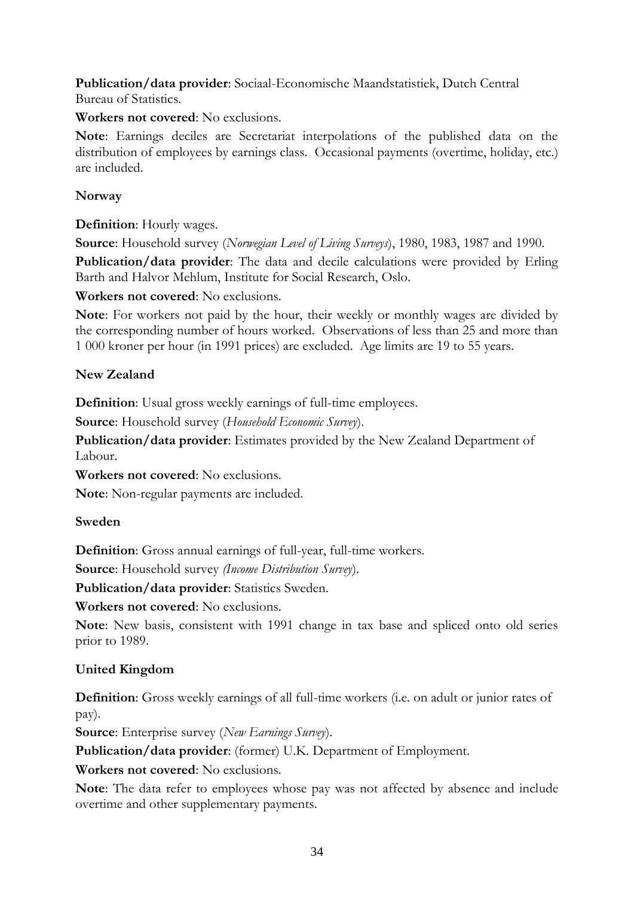**Publication/data provider**: Sociaal-Economische Maandstatistiek, Dutch Central Bureau of Statistics.

**Workers not covered**: No exclusions.

**Note**: Earnings deciles are Secretariat interpolations of the published data on the distribution of employees by earnings class. Occasional payments (overtime, holiday, etc.) are included.

### Norway

**Definition**: Hourly wages.

**Source**: Household survey (*Norwegian Level of Living Surveys*), 1980, 1983, 1987 and 1990.

**Publication/data provider**: The data and decile calculations were provided by Erling Barth and Halvor Mehlum, Institute for Social Research, Oslo.

**Workers not covered**: No exclusions.

**Note**: For workers not paid by the hour, their weekly or monthly wages are divided by the corresponding number of hours worked. Observations of less than 25 and more than 1 000 kroner per hour (in 1991 prices) are excluded. Age limits are 19 to 55 years.

### New Zealand

**Definition**: Usual gross weekly earnings of full-time employees.

**Source**: Household survey (*Household Economic Survey*).

**Publication/data provider**: Estimates provided by the New Zealand Department of Labour.

**Workers not covered**: No exclusions.

**Note**: Non-regular payments are included.

### Sweden

**Definition**: Gross annual earnings of full-year, full-time workers.

**Source**: Household survey *(Income Distribution Survey*).

**Publication/data provider**: Statistics Sweden.

**Workers not covered**: No exclusions.

**Note**: New basis, consistent with 1991 change in tax base and spliced onto old series prior to 1989.

### United Kingdom

**Definition**: Gross weekly earnings of all full-time workers (i.e. on adult or junior rates of pay).

**Source**: Enterprise survey (*New Earnings Survey*).

**Publication/data provider**: (former) U.K. Department of Employment.

**Workers not covered**: No exclusions.

**Note**: The data refer to employees whose pay was not affected by absence and include overtime and other supplementary payments.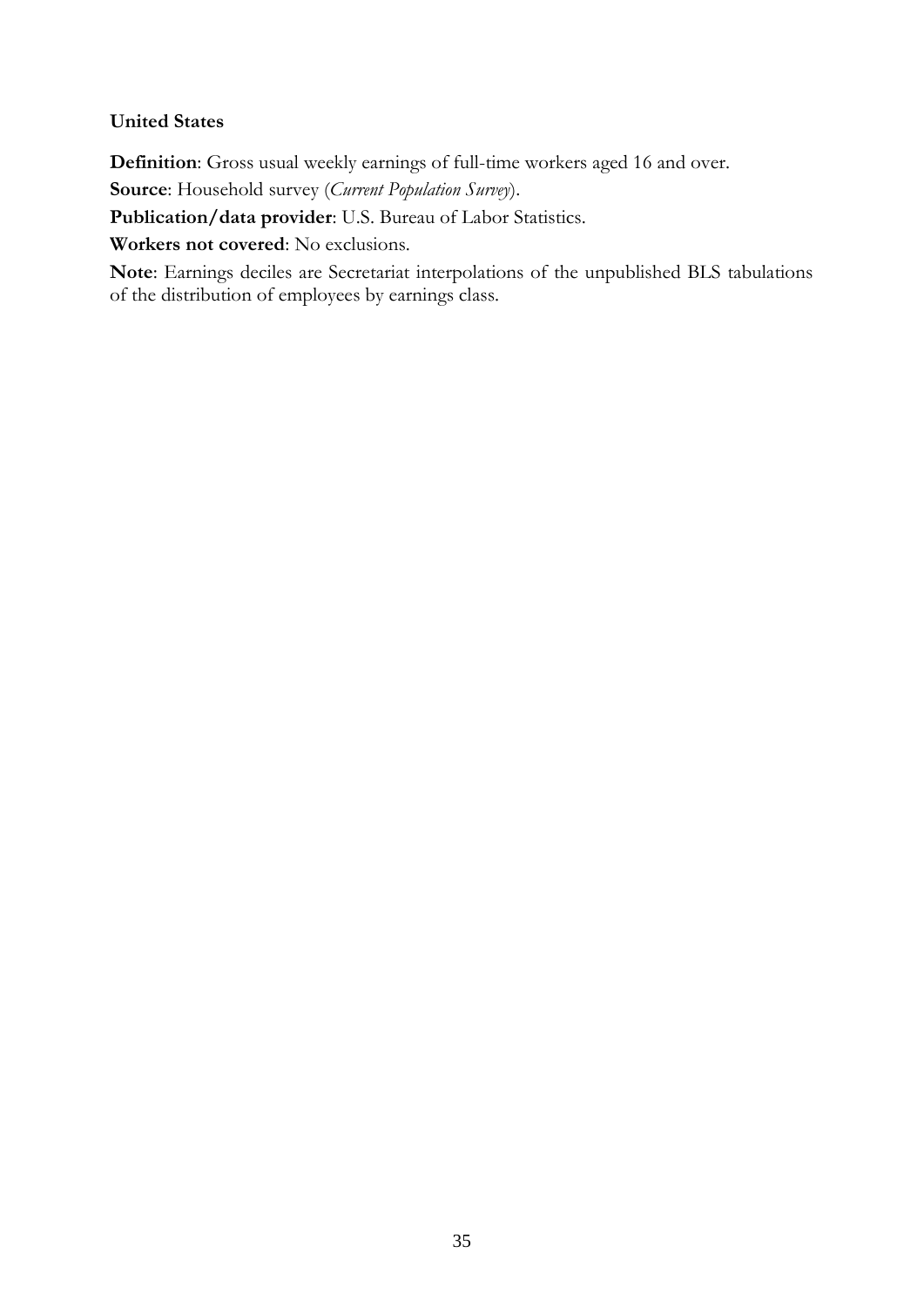**United States**

**Definition**: Gross usual weekly earnings of full-time workers aged 16 and over.

**Source**: Household survey (*Current Population Survey*).

**Publication/data provider**: U.S. Bureau of Labor Statistics.

**Workers not covered**: No exclusions.

**Note**: Earnings deciles are Secretariat interpolations of the unpublished BLS tabulations of the distribution of employees by earnings class.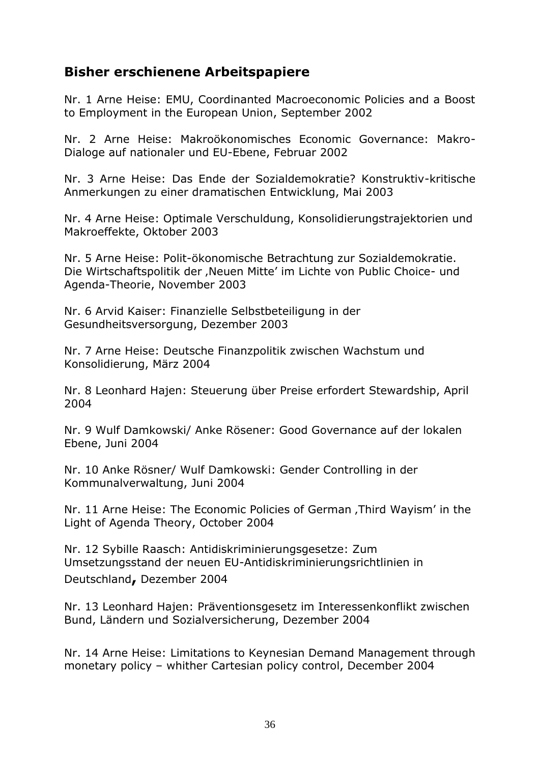## Bisher erschienene Arbeitspapiere

Nr. 1 Arne Heise: EMU, Coordinanted Macroeconomic Policies and a Boost to Employment in the European Union, September 2002

Nr. 2 Arne Heise: Makroökonomisches Economic Governance: Makro-Dialoge auf nationaler und EU-Ebene, Februar 2002

Nr. 3 Arne Heise: Das Ende der Sozialdemokratie? Konstruktiv-kritische Anmerkungen zu einer dramatischen Entwicklung, Mai 2003

Nr. 4 Arne Heise: Optimale Verschuldung, Konsolidierungstrajektorien und Makroeffekte, Oktober 2003

Nr. 5 Arne Heise: Polit-ökonomische Betrachtung zur Sozialdemokratie. Die Wirtschaftspolitik der ‚Neuen Mitte' im Lichte von Public Choice- und Agenda-Theorie, November 2003

Nr. 6 Arvid Kaiser: Finanzielle Selbstbeteiligung in der Gesundheitsversorgung, Dezember 2003

Nr. 7 Arne Heise: Deutsche Finanzpolitik zwischen Wachstum und Konsolidierung, März 2004

Nr. 8 Leonhard Hajen: Steuerung über Preise erfordert Stewardship, April 2004

Nr. 9 Wulf Damkowski/ Anke Rösener: Good Governance auf der lokalen Ebene, Juni 2004

Nr. 10 Anke Rösner/ Wulf Damkowski: Gender Controlling in der Kommunalverwaltung, Juni 2004

Nr. 11 Arne Heise: The Economic Policies of German ‚Third Wayism' in the Light of Agenda Theory, October 2004

Nr. 12 Sybille Raasch: Antidiskriminierungsgesetze: Zum Umsetzungsstand der neuen EU-Antidiskriminierungsrichtlinien in Deutschland**,** Dezember 2004

Nr. 13 Leonhard Hajen: Präventionsgesetz im Interessenkonflikt zwischen Bund, Ländern und Sozialversicherung, Dezember 2004

Nr. 14 Arne Heise: Limitations to Keynesian Demand Management through monetary policy – whither Cartesian policy control, December 2004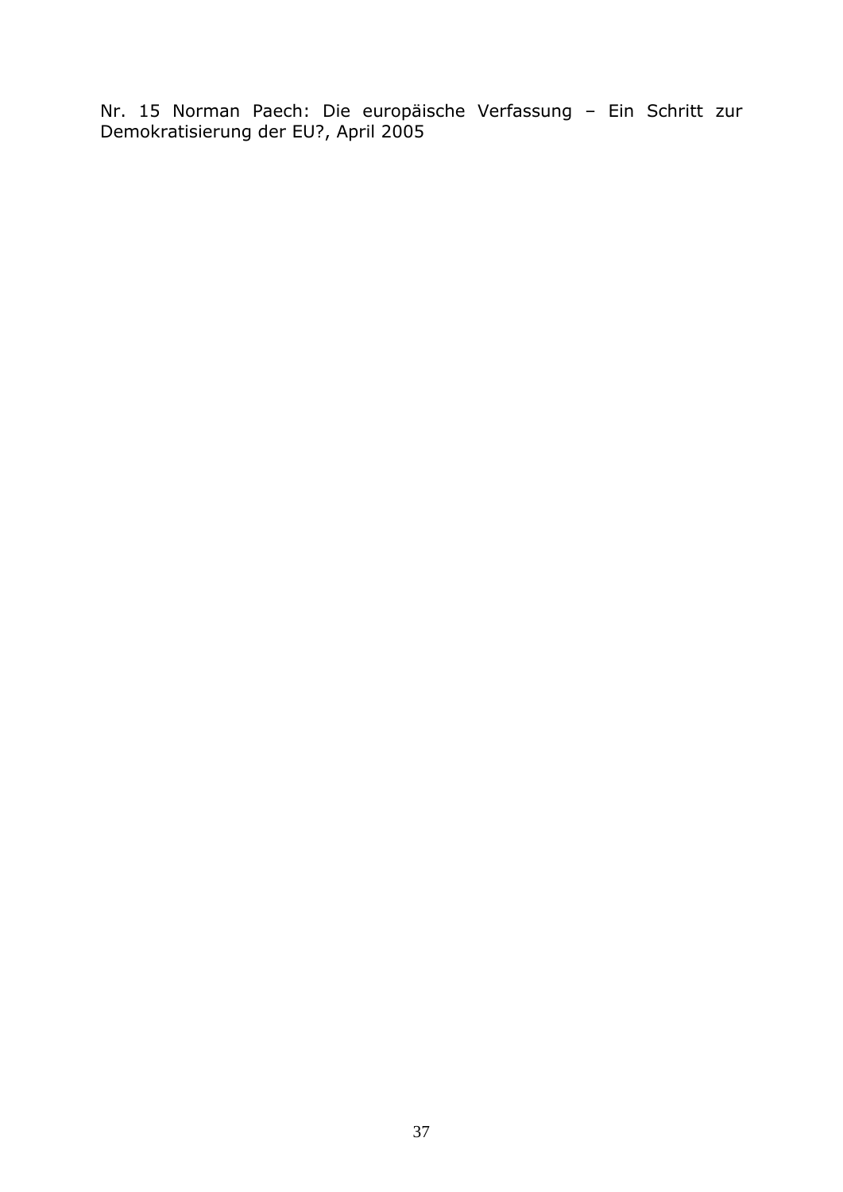Nr. 15 Norman Paech: Die europäische Verfassung – Ein Schritt zur Demokratisierung der EU?, April 2005